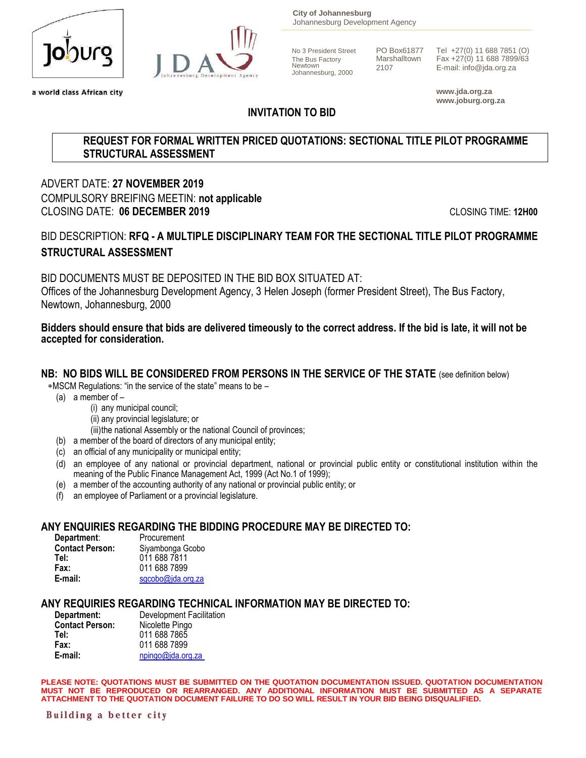City of Johannesburg
Johannesburg Development Agency

No 3 President Street
The Bus Factory
Newtown
Johannesburg, 2000

PO Box61877
Marshalltown
2107

Tel +27(0) 11 688 7851 (O)
Fax +27(0) 11 688 7899/63
E-mail: info@jda.org.za

a world class African city

www.jda.org.za
www.joburg.org.za

# INVITATION TO BID

## REQUEST FOR FORMAL WRITTEN PRICED QUOTATIONS: SECTIONAL TITLE PILOT PROGRAMME STRUCTURAL ASSESSMENT

ADVERT DATE: **27 NOVEMBER 2019**
COMPULSORY BREIFING MEETIN: **not applicable**
CLOSING DATE: **06 DECEMBER 2019** CLOSING TIME: **12H00**

BID DESCRIPTION: **RFQ - A MULTIPLE DISCIPLINARY TEAM FOR THE SECTIONAL TITLE PILOT PROGRAMME STRUCTURAL ASSESSMENT**

BID DOCUMENTS MUST BE DEPOSITED IN THE BID BOX SITUATED AT:
Offices of the Johannesburg Development Agency, 3 Helen Joseph (former President Street), The Bus Factory, Newtown, Johannesburg, 2000

**Bidders should ensure that bids are delivered timeously to the correct address. If the bid is late, it will not be accepted for consideration.**

**NB: NO BIDS WILL BE CONSIDERED FROM PERSONS IN THE SERVICE OF THE STATE** (see definition below)

*MSCM Regulations: "in the service of the state" means to be –

(a) a member of –
  (i) any municipal council;
  (ii) any provincial legislature; or
  (iii) the national Assembly or the national Council of provinces;
(b) a member of the board of directors of any municipal entity;
(c) an official of any municipality or municipal entity;
(d) an employee of any national or provincial department, national or provincial public entity or constitutional institution within the meaning of the Public Finance Management Act, 1999 (Act No.1 of 1999);
(e) a member of the accounting authority of any national or provincial public entity; or
(f) an employee of Parliament or a provincial legislature.

## ANY ENQUIRIES REGARDING THE BIDDING PROCEDURE MAY BE DIRECTED TO:

**Department:** Procurement
**Contact Person:** Siyambonga Gcobo
**Tel:** 011 688 7811
**Fax:** 011 688 7899
**E-mail:** sgcobo@jda.org.za

## ANY REQUIRIES REGARDING TECHNICAL INFORMATION MAY BE DIRECTED TO:

**Department:** Development Facilitation
**Contact Person:** Nicolette Pingo
**Tel:** 011 688 7865
**Fax:** 011 688 7899
**E-mail:** npingo@jda.org.za

**PLEASE NOTE: QUOTATIONS MUST BE SUBMITTED ON THE QUOTATION DOCUMENTATION ISSUED. QUOTATION DOCUMENTATION MUST NOT BE REPRODUCED OR REARRANGED. ANY ADDITIONAL INFORMATION MUST BE SUBMITTED AS A SEPARATE ATTACHMENT TO THE QUOTATION DOCUMENT FAILURE TO DO SO WILL RESULT IN YOUR BID BEING DISQUALIFIED.**

Building a better city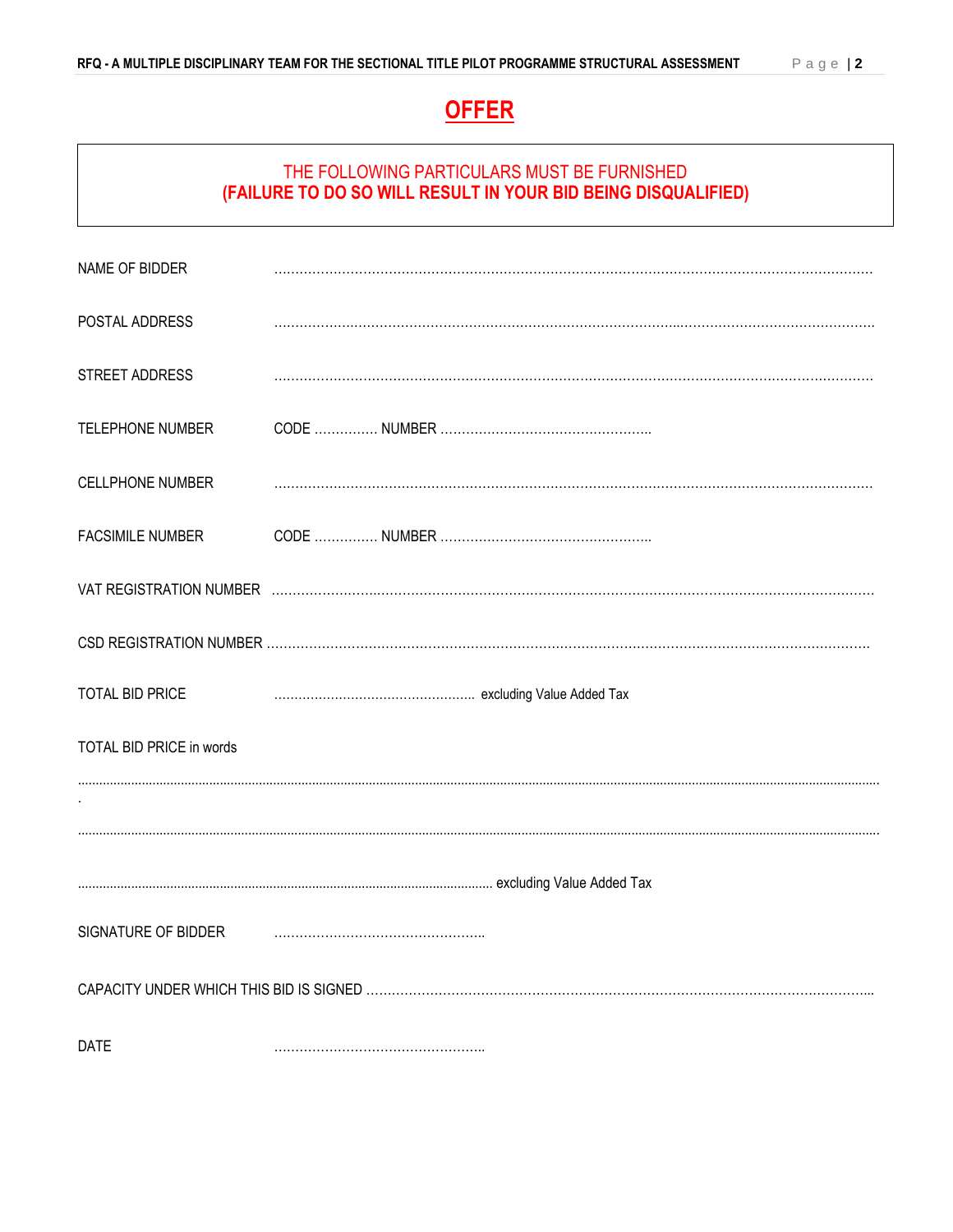# OFFER

THE FOLLOWING PARTICULARS MUST BE FURNISHED
**(FAILURE TO DO SO WILL RESULT IN YOUR BID BEING DISQUALIFIED)**

NAME OF BIDDER ……………………………………………………………………………………………………………………………

POSTAL ADDRESS ……………………………………………………………………………………………………………………………

STREET ADDRESS ……………………………………………………………………………………………………………………………

TELEPHONE NUMBER CODE …………… NUMBER ……………………………………………

CELLPHONE NUMBER ……………………………………………………………………………………………………………………………

FACSIMILE NUMBER CODE …………… NUMBER ……………………………………………

VAT REGISTRATION NUMBER ……………………………………………………………………………………………………………………………

CSD REGISTRATION NUMBER ……………………………………………………………………………………………………………………………

TOTAL BID PRICE …………………………………………… excluding Value Added Tax

TOTAL BID PRICE in words

……………………………………………………………………………………………………………………………………………………………………
.

……………………………………………………………………………………………………………………………………………………………………

…………………………………………………………………………………………………… excluding Value Added Tax

SIGNATURE OF BIDDER ……………………………………………

CAPACITY UNDER WHICH THIS BID IS SIGNED ……………………………………………………………………………………………………

DATE ……………………………………………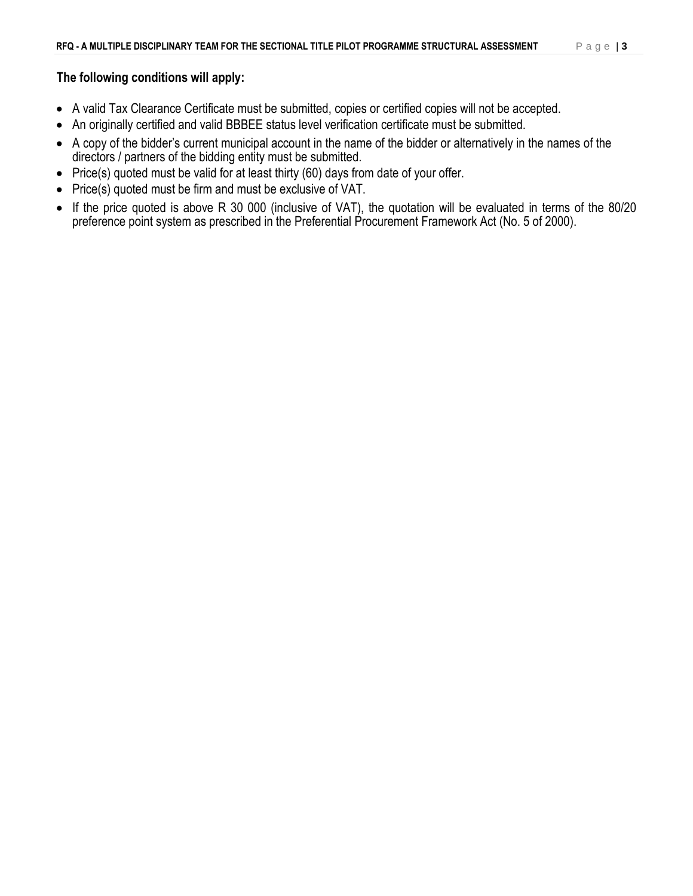**The following conditions will apply:**

- A valid Tax Clearance Certificate must be submitted, copies or certified copies will not be accepted.
- An originally certified and valid BBBEE status level verification certificate must be submitted.
- A copy of the bidder's current municipal account in the name of the bidder or alternatively in the names of the directors / partners of the bidding entity must be submitted.
- Price(s) quoted must be valid for at least thirty (60) days from date of your offer.
- Price(s) quoted must be firm and must be exclusive of VAT.
- If the price quoted is above R 30 000 (inclusive of VAT), the quotation will be evaluated in terms of the 80/20 preference point system as prescribed in the Preferential Procurement Framework Act (No. 5 of 2000).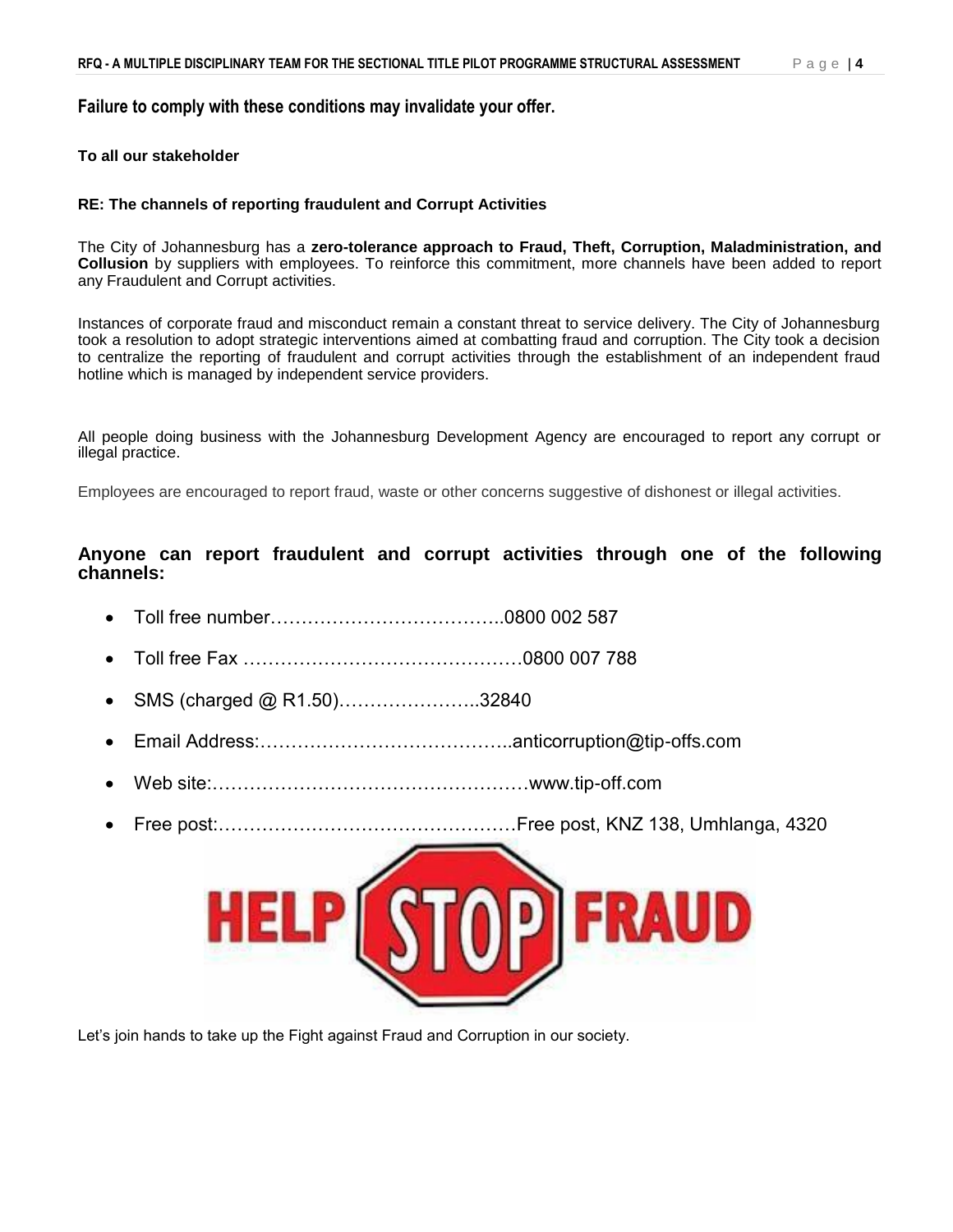**Failure to comply with these conditions may invalidate your offer.**

**To all our stakeholder**

**RE: The channels of reporting fraudulent and Corrupt Activities**

The City of Johannesburg has a **zero-tolerance approach to Fraud, Theft, Corruption, Maladministration, and Collusion** by suppliers with employees. To reinforce this commitment, more channels have been added to report any Fraudulent and Corrupt activities.

Instances of corporate fraud and misconduct remain a constant threat to service delivery. The City of Johannesburg took a resolution to adopt strategic interventions aimed at combatting fraud and corruption. The City took a decision to centralize the reporting of fraudulent and corrupt activities through the establishment of an independent fraud hotline which is managed by independent service providers.

All people doing business with the Johannesburg Development Agency are encouraged to report any corrupt or illegal practice.

Employees are encouraged to report fraud, waste or other concerns suggestive of dishonest or illegal activities.

**Anyone can report fraudulent and corrupt activities through one of the following channels:**

- Toll free number………………………………..0800 002 587
- Toll free Fax ………………………………………0800 007 788
- SMS (charged @ R1.50)…………………..32840
- Email Address:…………………………………..anticorruption@tip-offs.com
- Web site:……………………………………………www.tip-off.com
- Free post:…………………………………………Free post, KNZ 138, Umhlanga, 4320

HELP STOP FRAUD

Let's join hands to take up the Fight against Fraud and Corruption in our society.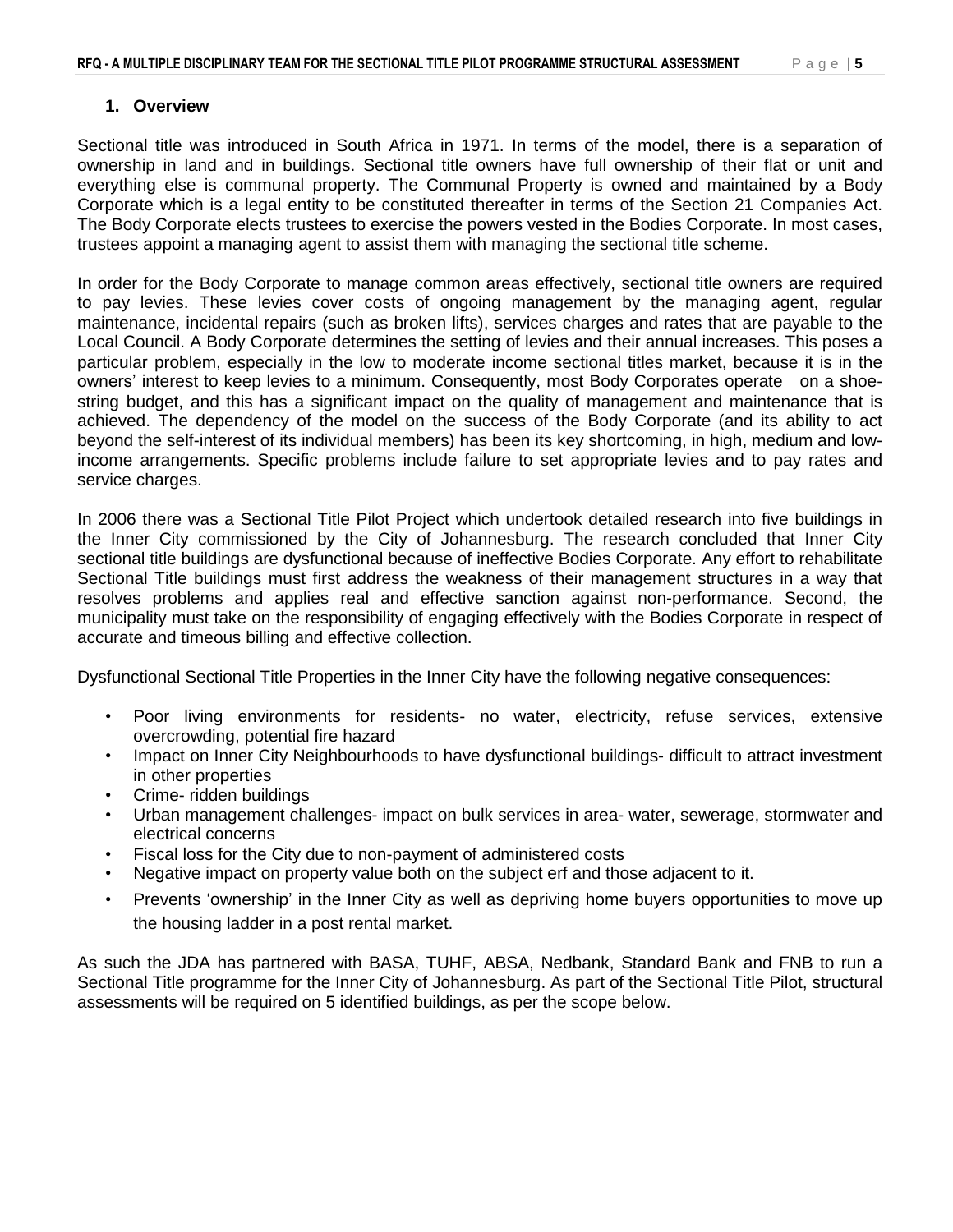## 1. Overview

Sectional title was introduced in South Africa in 1971. In terms of the model, there is a separation of ownership in land and in buildings. Sectional title owners have full ownership of their flat or unit and everything else is communal property. The Communal Property is owned and maintained by a Body Corporate which is a legal entity to be constituted thereafter in terms of the Section 21 Companies Act. The Body Corporate elects trustees to exercise the powers vested in the Bodies Corporate. In most cases, trustees appoint a managing agent to assist them with managing the sectional title scheme.

In order for the Body Corporate to manage common areas effectively, sectional title owners are required to pay levies. These levies cover costs of ongoing management by the managing agent, regular maintenance, incidental repairs (such as broken lifts), services charges and rates that are payable to the Local Council. A Body Corporate determines the setting of levies and their annual increases. This poses a particular problem, especially in the low to moderate income sectional titles market, because it is in the owners' interest to keep levies to a minimum. Consequently, most Body Corporates operate on a shoe-string budget, and this has a significant impact on the quality of management and maintenance that is achieved. The dependency of the model on the success of the Body Corporate (and its ability to act beyond the self-interest of its individual members) has been its key shortcoming, in high, medium and low-income arrangements. Specific problems include failure to set appropriate levies and to pay rates and service charges.

In 2006 there was a Sectional Title Pilot Project which undertook detailed research into five buildings in the Inner City commissioned by the City of Johannesburg. The research concluded that Inner City sectional title buildings are dysfunctional because of ineffective Bodies Corporate. Any effort to rehabilitate Sectional Title buildings must first address the weakness of their management structures in a way that resolves problems and applies real and effective sanction against non-performance. Second, the municipality must take on the responsibility of engaging effectively with the Bodies Corporate in respect of accurate and timeous billing and effective collection.

Dysfunctional Sectional Title Properties in the Inner City have the following negative consequences:

- Poor living environments for residents- no water, electricity, refuse services, extensive overcrowding, potential fire hazard
- Impact on Inner City Neighbourhoods to have dysfunctional buildings- difficult to attract investment in other properties
- Crime- ridden buildings
- Urban management challenges- impact on bulk services in area- water, sewerage, stormwater and electrical concerns
- Fiscal loss for the City due to non-payment of administered costs
- Negative impact on property value both on the subject erf and those adjacent to it.
- Prevents 'ownership' in the Inner City as well as depriving home buyers opportunities to move up the housing ladder in a post rental market.

As such the JDA has partnered with BASA, TUHF, ABSA, Nedbank, Standard Bank and FNB to run a Sectional Title programme for the Inner City of Johannesburg. As part of the Sectional Title Pilot, structural assessments will be required on 5 identified buildings, as per the scope below.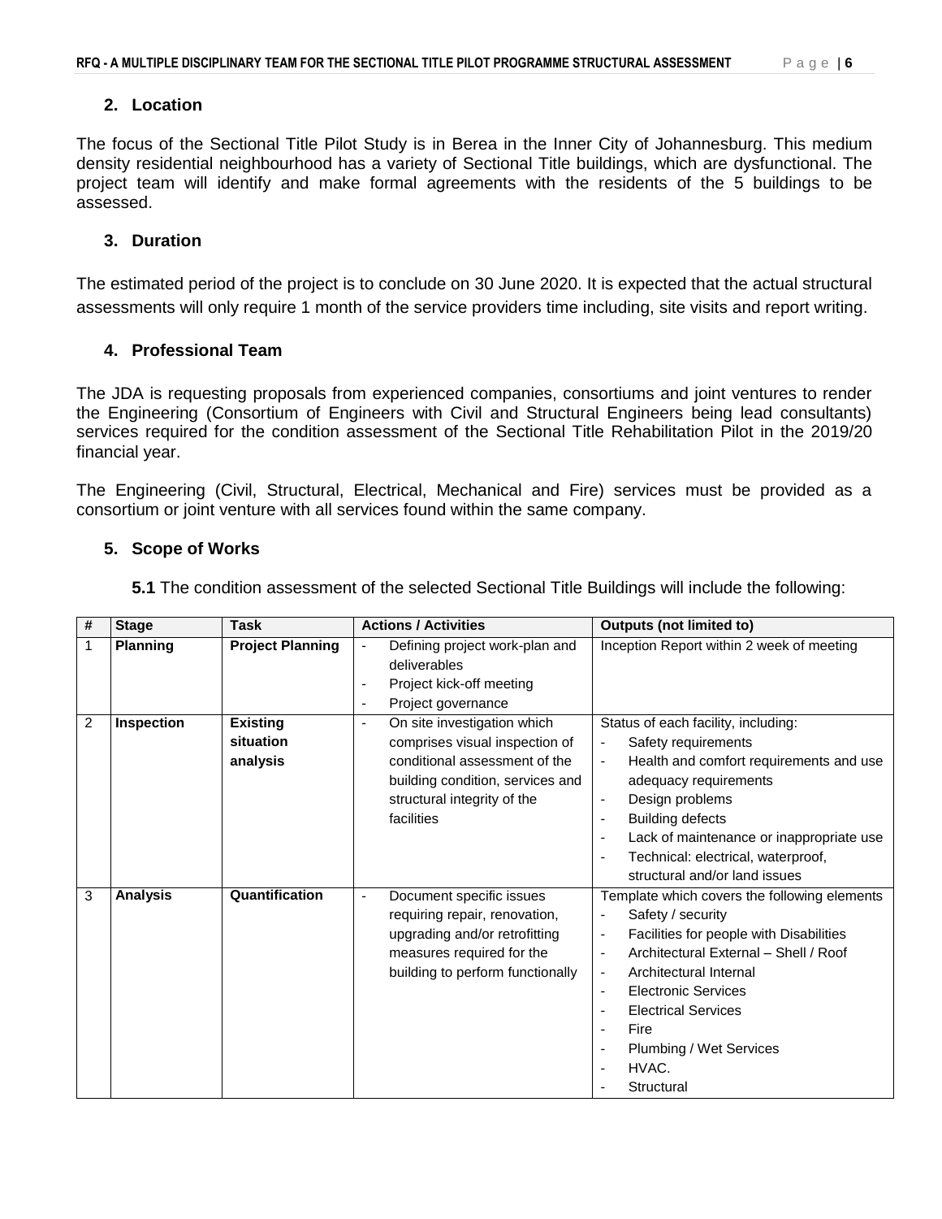## 2. Location

The focus of the Sectional Title Pilot Study is in Berea in the Inner City of Johannesburg. This medium density residential neighbourhood has a variety of Sectional Title buildings, which are dysfunctional. The project team will identify and make formal agreements with the residents of the 5 buildings to be assessed.

## 3. Duration

The estimated period of the project is to conclude on 30 June 2020. It is expected that the actual structural assessments will only require 1 month of the service providers time including, site visits and report writing.

## 4. Professional Team

The JDA is requesting proposals from experienced companies, consortiums and joint ventures to render the Engineering (Consortium of Engineers with Civil and Structural Engineers being lead consultants) services required for the condition assessment of the Sectional Title Rehabilitation Pilot in the 2019/20 financial year.

The Engineering (Civil, Structural, Electrical, Mechanical and Fire) services must be provided as a consortium or joint venture with all services found within the same company.

## 5. Scope of Works

**5.1** The condition assessment of the selected Sectional Title Buildings will include the following:

| # | Stage | Task | Actions / Activities | Outputs (not limited to) |
|---|---|---|---|---|
| 1 | **Planning** | **Project Planning** | - Defining project work-plan and deliverables<br>- Project kick-off meeting<br>- Project governance | Inception Report within 2 week of meeting |
| 2 | **Inspection** | **Existing situation analysis** | - On site investigation which comprises visual inspection of conditional assessment of the building condition, services and structural integrity of the facilities | Status of each facility, including:<br>- Safety requirements<br>- Health and comfort requirements and use adequacy requirements<br>- Design problems<br>- Building defects<br>- Lack of maintenance or inappropriate use<br>- Technical: electrical, waterproof, structural and/or land issues |
| 3 | **Analysis** | **Quantification** | - Document specific issues requiring repair, renovation, upgrading and/or retrofitting measures required for the building to perform functionally | Template which covers the following elements<br>- Safety / security<br>- Facilities for people with Disabilities<br>- Architectural External – Shell / Roof<br>- Architectural Internal<br>- Electronic Services<br>- Electrical Services<br>- Fire<br>- Plumbing / Wet Services<br>- HVAC.<br>- Structural |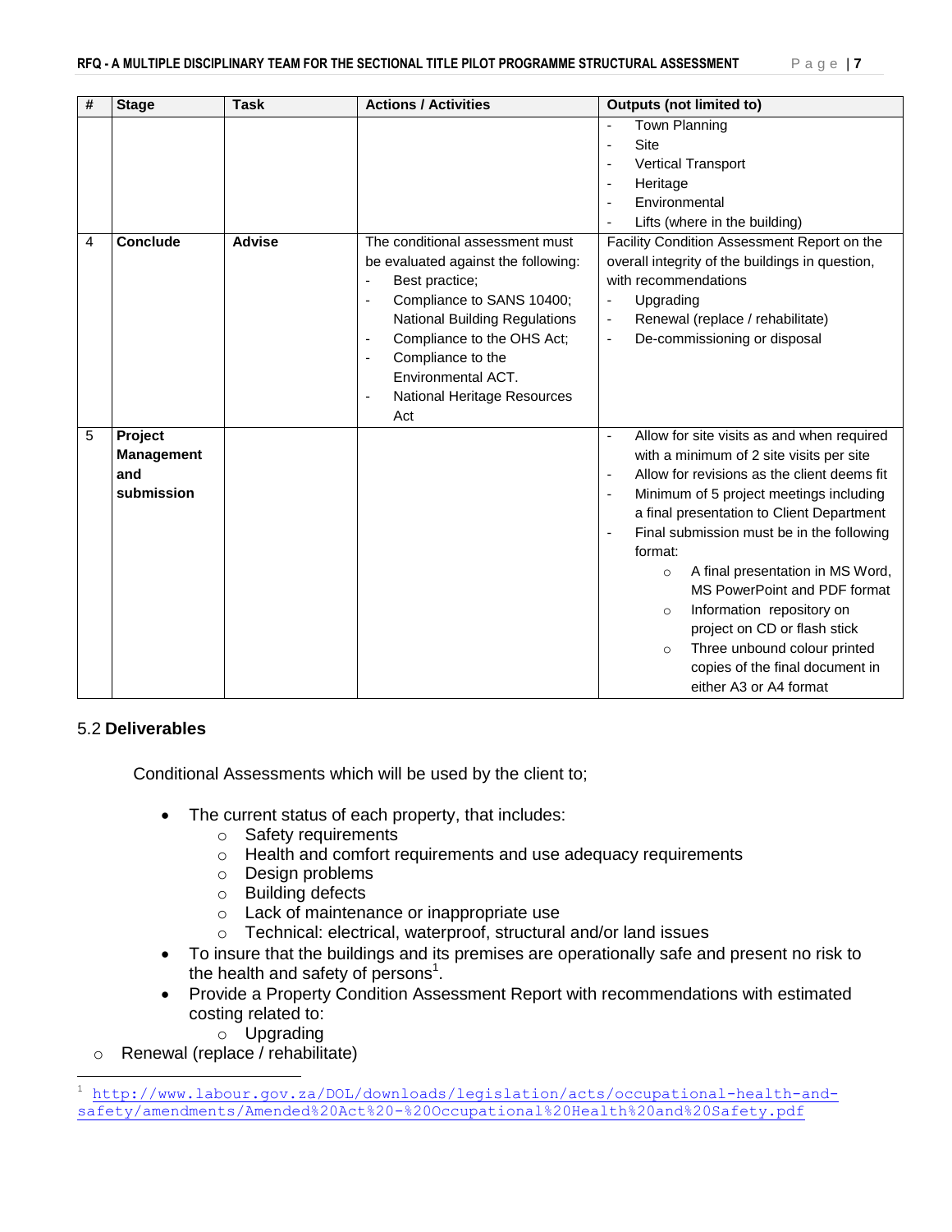| # | Stage | Task | Actions / Activities | Outputs (not limited to) |
|---|---|---|---|---|
| | | | | - Town Planning<br>- Site<br>- Vertical Transport<br>- Heritage<br>- Environmental<br>- Lifts (where in the building) |
| 4 | **Conclude** | **Advise** | The conditional assessment must be evaluated against the following:<br>- Best practice;<br>- Compliance to SANS 10400; National Building Regulations<br>- Compliance to the OHS Act;<br>- Compliance to the Environmental ACT.<br>- National Heritage Resources Act | Facility Condition Assessment Report on the overall integrity of the buildings in question, with recommendations<br>- Upgrading<br>- Renewal (replace / rehabilitate)<br>- De-commissioning or disposal |
| 5 | **Project Management and submission** | | | - Allow for site visits as and when required with a minimum of 2 site visits per site<br>- Allow for revisions as the client deems fit<br>- Minimum of 5 project meetings including a final presentation to Client Department<br>- Final submission must be in the following format:<br>o A final presentation in MS Word, MS PowerPoint and PDF format<br>o Information repository on project on CD or flash stick<br>o Three unbound colour printed copies of the final document in either A3 or A4 format |

## 5.2 **Deliverables**

Conditional Assessments which will be used by the client to;

- The current status of each property, that includes:
  - Safety requirements
  - Health and comfort requirements and use adequacy requirements
  - Design problems
  - Building defects
  - Lack of maintenance or inappropriate use
  - Technical: electrical, waterproof, structural and/or land issues
- To insure that the buildings and its premises are operationally safe and present no risk to the health and safety of persons[1].
- Provide a Property Condition Assessment Report with recommendations with estimated costing related to:
  - Upgrading
- Renewal (replace / rehabilitate)

[1] http://www.labour.gov.za/DOL/downloads/legislation/acts/occupational-health-and-safety/amendments/Amended%20Act%20-%20Occupational%20Health%20and%20Safety.pdf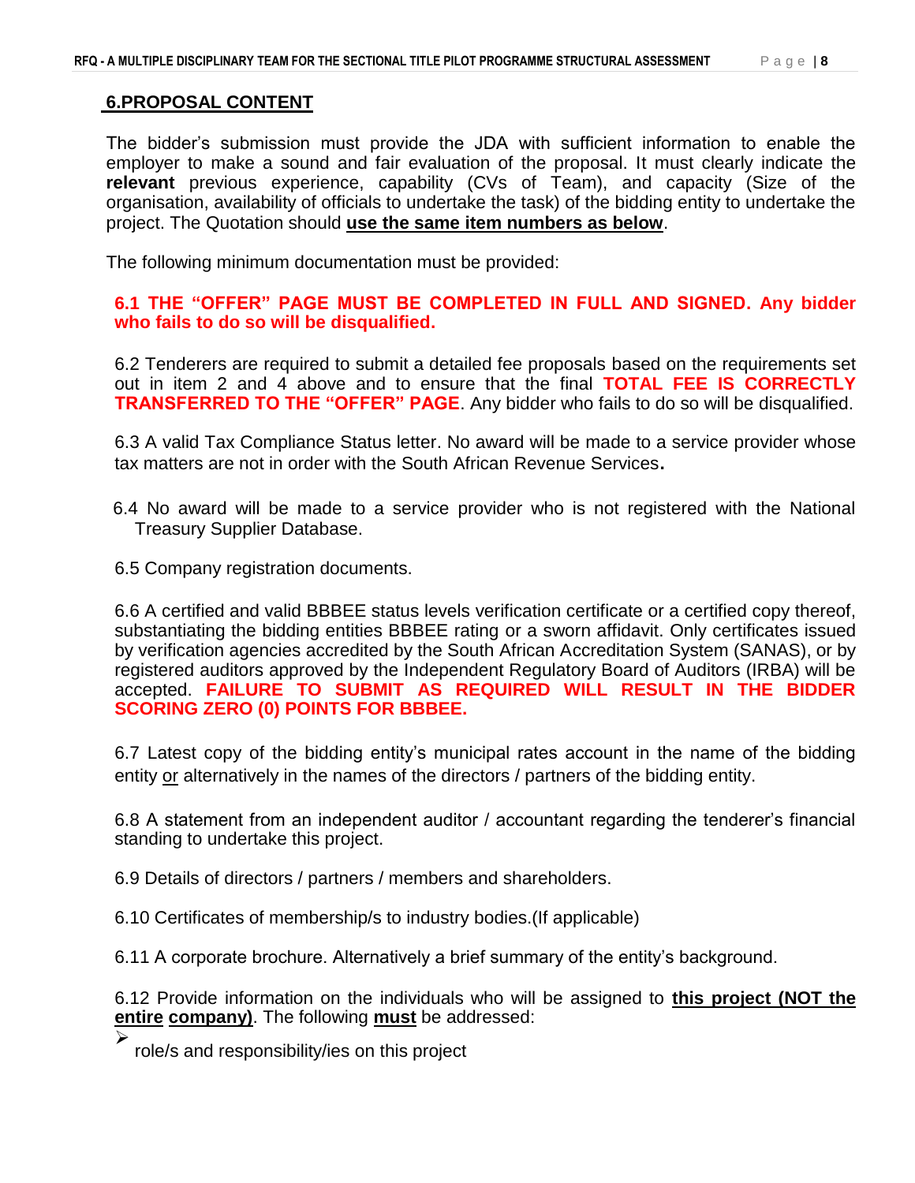## 6.PROPOSAL CONTENT

The bidder's submission must provide the JDA with sufficient information to enable the employer to make a sound and fair evaluation of the proposal. It must clearly indicate the **relevant** previous experience, capability (CVs of Team), and capacity (Size of the organisation, availability of officials to undertake the task) of the bidding entity to undertake the project. The Quotation should **use the same item numbers as below**.

The following minimum documentation must be provided:

**6.1 THE "OFFER" PAGE MUST BE COMPLETED IN FULL AND SIGNED. Any bidder who fails to do so will be disqualified.**

6.2 Tenderers are required to submit a detailed fee proposals based on the requirements set out in item 2 and 4 above and to ensure that the final **TOTAL FEE IS CORRECTLY TRANSFERRED TO THE "OFFER" PAGE**. Any bidder who fails to do so will be disqualified.

6.3 A valid Tax Compliance Status letter. No award will be made to a service provider whose tax matters are not in order with the South African Revenue Services**.**

6.4 No award will be made to a service provider who is not registered with the National Treasury Supplier Database.

6.5 Company registration documents.

6.6 A certified and valid BBBEE status levels verification certificate or a certified copy thereof, substantiating the bidding entities BBBEE rating or a sworn affidavit. Only certificates issued by verification agencies accredited by the South African Accreditation System (SANAS), or by registered auditors approved by the Independent Regulatory Board of Auditors (IRBA) will be accepted. **FAILURE TO SUBMIT AS REQUIRED WILL RESULT IN THE BIDDER SCORING ZERO (0) POINTS FOR BBBEE.**

6.7 Latest copy of the bidding entity's municipal rates account in the name of the bidding entity or alternatively in the names of the directors / partners of the bidding entity.

6.8 A statement from an independent auditor / accountant regarding the tenderer's financial standing to undertake this project.

6.9 Details of directors / partners / members and shareholders.

6.10 Certificates of membership/s to industry bodies.(If applicable)

6.11 A corporate brochure. Alternatively a brief summary of the entity's background.

6.12 Provide information on the individuals who will be assigned to **this project (NOT the entire company)**. The following **must** be addressed:

- role/s and responsibility/ies on this project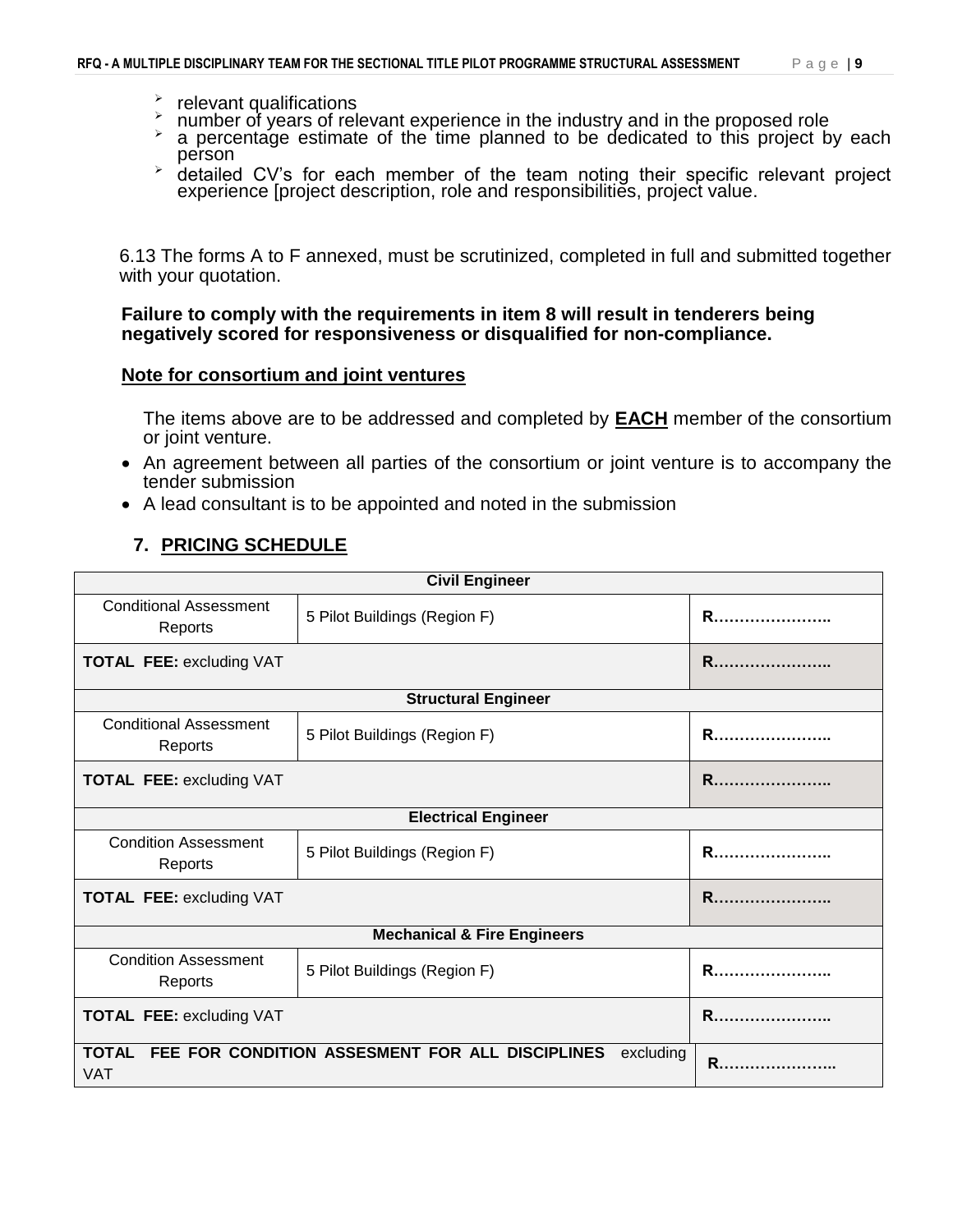- relevant qualifications
- number of years of relevant experience in the industry and in the proposed role
- a percentage estimate of the time planned to be dedicated to this project by each person
- detailed CV's for each member of the team noting their specific relevant project experience [project description, role and responsibilities, project value.

6.13 The forms A to F annexed, must be scrutinized, completed in full and submitted together with your quotation.

**Failure to comply with the requirements in item 8 will result in tenderers being negatively scored for responsiveness or disqualified for non-compliance.**

**<u>Note for consortium and joint ventures</u>**

The items above are to be addressed and completed by **<u>EACH</u>** member of the consortium or joint venture.

- An agreement between all parties of the consortium or joint venture is to accompany the tender submission
- A lead consultant is to be appointed and noted in the submission

## 7. PRICING SCHEDULE

| **Civil Engineer** | | |
|---|---|---|
| Conditional Assessment Reports | 5 Pilot Buildings (Region F) | **R…………………..** |
| **TOTAL FEE:** excluding VAT | | **R…………………..** |
| **Structural Engineer** | | |
| Conditional Assessment Reports | 5 Pilot Buildings (Region F) | **R…………………..** |
| **TOTAL FEE:** excluding VAT | | **R…………………..** |
| **Electrical Engineer** | | |
| Condition Assessment Reports | 5 Pilot Buildings (Region F) | **R…………………..** |
| **TOTAL FEE:** excluding VAT | | **R…………………..** |
| **Mechanical & Fire Engineers** | | |
| Condition Assessment Reports | 5 Pilot Buildings (Region F) | **R…………………..** |
| **TOTAL FEE:** excluding VAT | | **R…………………..** |
| **TOTAL FEE FOR CONDITION ASSESMENT FOR ALL DISCIPLINES** excluding VAT | | **R…………………..** |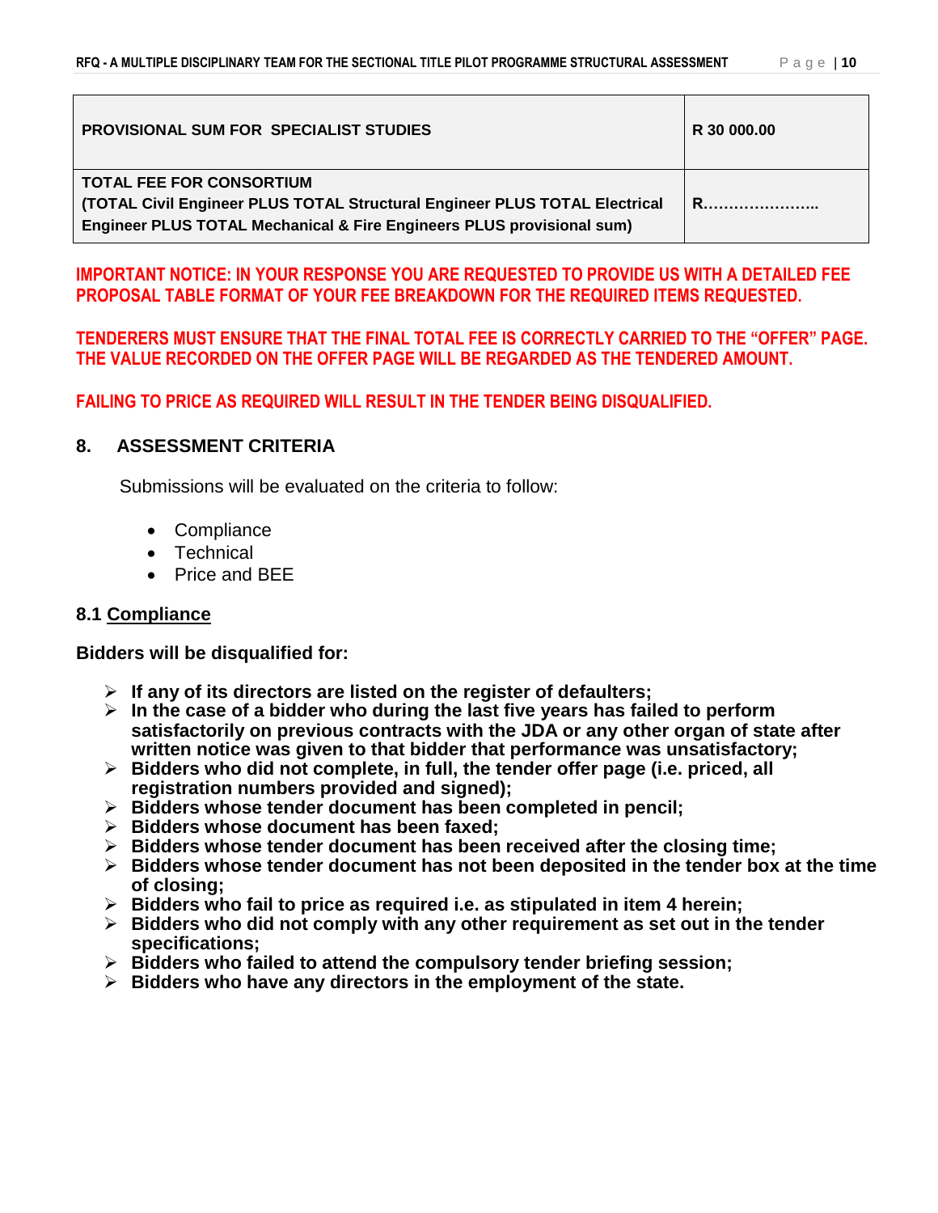| PROVISIONAL SUM FOR SPECIALIST STUDIES | R 30 000.00 |
|---|---|
| **TOTAL FEE FOR CONSORTIUM**<br>**(TOTAL Civil Engineer PLUS TOTAL Structural Engineer PLUS TOTAL Electrical Engineer PLUS TOTAL Mechanical & Fire Engineers PLUS provisional sum)** | **R…………………..** |

**IMPORTANT NOTICE: IN YOUR RESPONSE YOU ARE REQUESTED TO PROVIDE US WITH A DETAILED FEE PROPOSAL TABLE FORMAT OF YOUR FEE BREAKDOWN FOR THE REQUIRED ITEMS REQUESTED.**

**TENDERERS MUST ENSURE THAT THE FINAL TOTAL FEE IS CORRECTLY CARRIED TO THE "OFFER" PAGE. THE VALUE RECORDED ON THE OFFER PAGE WILL BE REGARDED AS THE TENDERED AMOUNT.**

**FAILING TO PRICE AS REQUIRED WILL RESULT IN THE TENDER BEING DISQUALIFIED.**

## 8. ASSESSMENT CRITERIA

Submissions will be evaluated on the criteria to follow:

- Compliance
- Technical
- Price and BEE

### 8.1 Compliance

**Bidders will be disqualified for:**

- **If any of its directors are listed on the register of defaulters;**
- **In the case of a bidder who during the last five years has failed to perform satisfactorily on previous contracts with the JDA or any other organ of state after written notice was given to that bidder that performance was unsatisfactory;**
- **Bidders who did not complete, in full, the tender offer page (i.e. priced, all registration numbers provided and signed);**
- **Bidders whose tender document has been completed in pencil;**
- **Bidders whose document has been faxed;**
- **Bidders whose tender document has been received after the closing time;**
- **Bidders whose tender document has not been deposited in the tender box at the time of closing;**
- **Bidders who fail to price as required i.e. as stipulated in item 4 herein;**
- **Bidders who did not comply with any other requirement as set out in the tender specifications;**
- **Bidders who failed to attend the compulsory tender briefing session;**
- **Bidders who have any directors in the employment of the state.**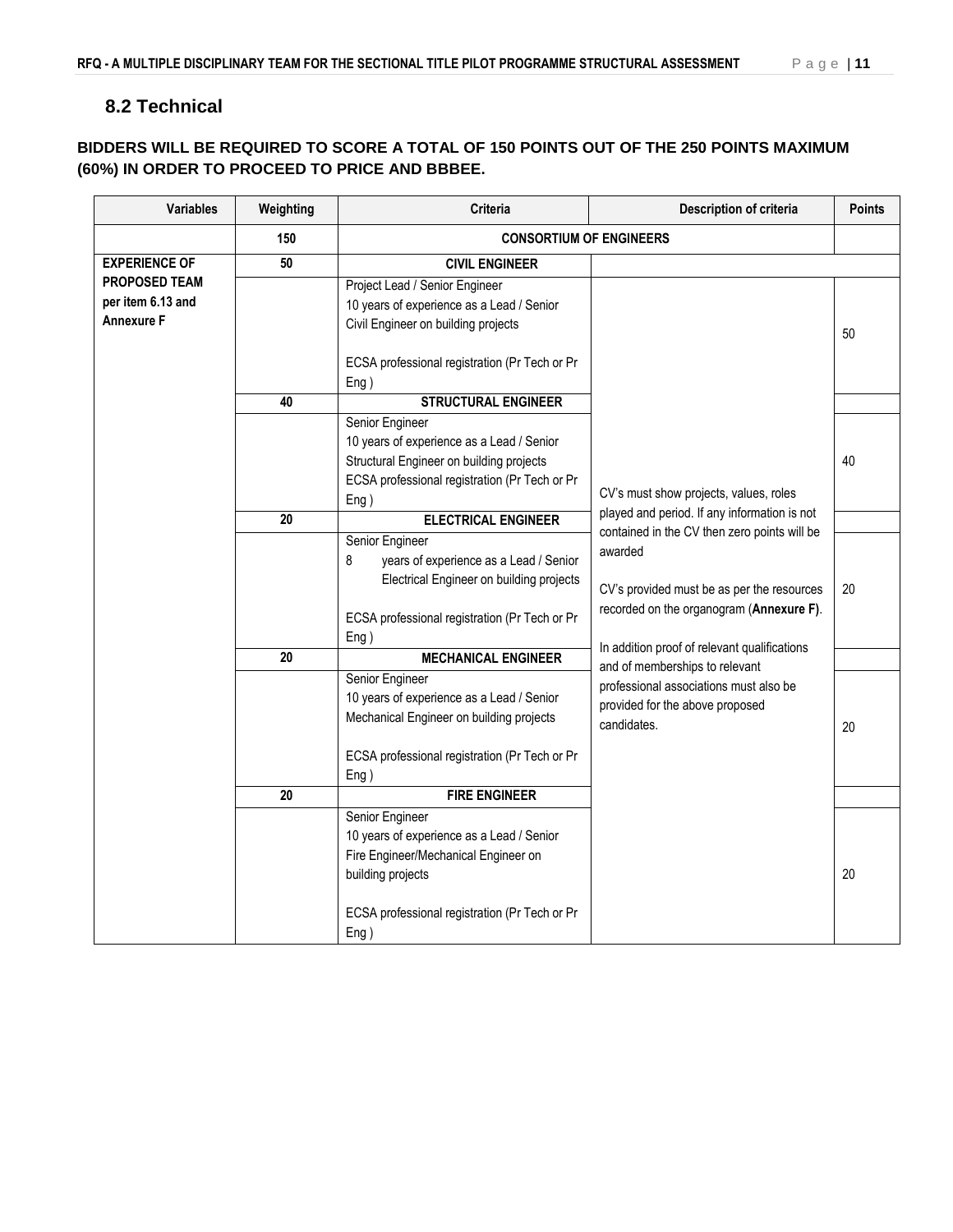## 8.2 Technical

**BIDDERS WILL BE REQUIRED TO SCORE A TOTAL OF 150 POINTS OUT OF THE 250 POINTS MAXIMUM (60%) IN ORDER TO PROCEED TO PRICE AND BBBEE.**

| Variables | Weighting | Criteria | Description of criteria | Points |
|---|---|---|---|---|
| | 150 | **CONSORTIUM OF ENGINEERS** | | |
| **EXPERIENCE OF PROPOSED TEAM per item 6.13 and Annexure F** | 50 | **CIVIL ENGINEER** | | |
| | | Project Lead / Senior Engineer<br>10 years of experience as a Lead / Senior Civil Engineer on building projects<br><br>ECSA professional registration (Pr Tech or Pr Eng ) | CV's must show projects, values, roles played and period. If any information is not contained in the CV then zero points will be awarded<br><br>CV's provided must be as per the resources recorded on the organogram (**Annexure F**).<br><br>In addition proof of relevant qualifications and of memberships to relevant professional associations must also be provided for the above proposed candidates. | 50 |
| | 40 | **STRUCTURAL ENGINEER** | | |
| | | Senior Engineer<br>10 years of experience as a Lead / Senior Structural Engineer on building projects<br>ECSA professional registration (Pr Tech or Pr Eng ) | | 40 |
| | 20 | **ELECTRICAL ENGINEER** | | |
| | | Senior Engineer<br>8 years of experience as a Lead / Senior Electrical Engineer on building projects<br><br>ECSA professional registration (Pr Tech or Pr Eng ) | | 20 |
| | 20 | **MECHANICAL ENGINEER** | | |
| | | Senior Engineer<br>10 years of experience as a Lead / Senior Mechanical Engineer on building projects<br><br>ECSA professional registration (Pr Tech or Pr Eng ) | | 20 |
| | 20 | **FIRE ENGINEER** | | |
| | | Senior Engineer<br>10 years of experience as a Lead / Senior Fire Engineer/Mechanical Engineer on building projects<br><br>ECSA professional registration (Pr Tech or Pr Eng ) | | 20 |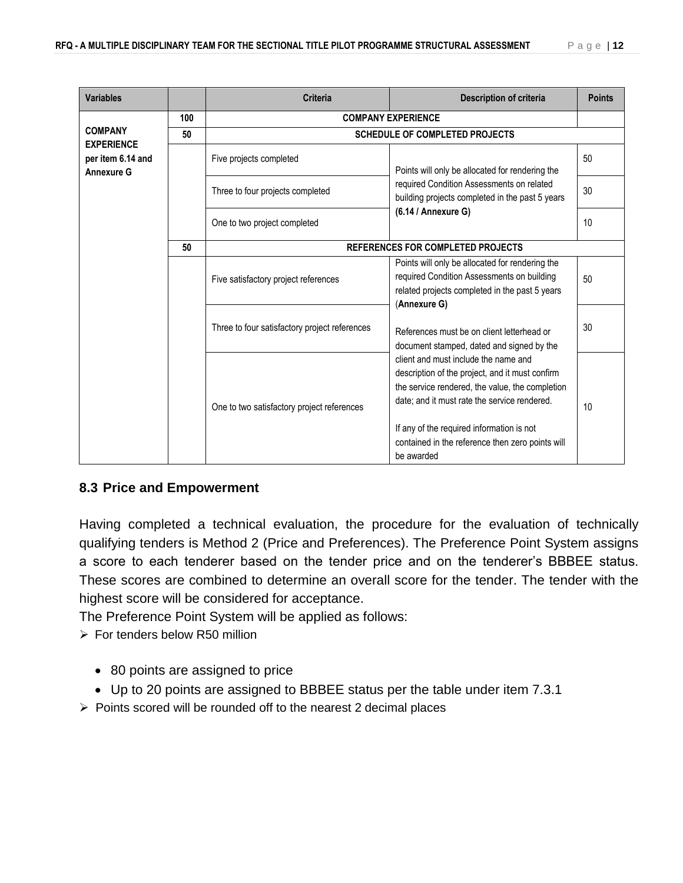| Variables | | Criteria | Description of criteria | Points |
|---|---|---|---|---|
| **COMPANY EXPERIENCE per item 6.14 and Annexure G** | **100** | **COMPANY EXPERIENCE** | | |
| | **50** | **SCHEDULE OF COMPLETED PROJECTS** | | |
| | | Five projects completed | Points will only be allocated for rendering the required Condition Assessments on related building projects completed in the past 5 years **(6.14 / Annexure G)** | 50 |
| | | Three to four projects completed | | 30 |
| | | One to two project completed | | 10 |
| | **50** | **REFERENCES FOR COMPLETED PROJECTS** | | |
| | | Five satisfactory project references | Points will only be allocated for rendering the required Condition Assessments on building related projects completed in the past 5 years (**Annexure G)**<br><br>References must be on client letterhead or document stamped, dated and signed by the client and must include the name and description of the project, and it must confirm the service rendered, the value, the completion date; and it must rate the service rendered.<br><br>If any of the required information is not contained in the reference then zero points will be awarded | 50 |
| | | Three to four satisfactory project references | | 30 |
| | | One to two satisfactory project references | | 10 |

## 8.3 Price and Empowerment

Having completed a technical evaluation, the procedure for the evaluation of technically qualifying tenders is Method 2 (Price and Preferences). The Preference Point System assigns a score to each tenderer based on the tender price and on the tenderer's BBBEE status. These scores are combined to determine an overall score for the tender. The tender with the highest score will be considered for acceptance.

The Preference Point System will be applied as follows:

- For tenders below R50 million
  - 80 points are assigned to price
  - Up to 20 points are assigned to BBBEE status per the table under item 7.3.1
- Points scored will be rounded off to the nearest 2 decimal places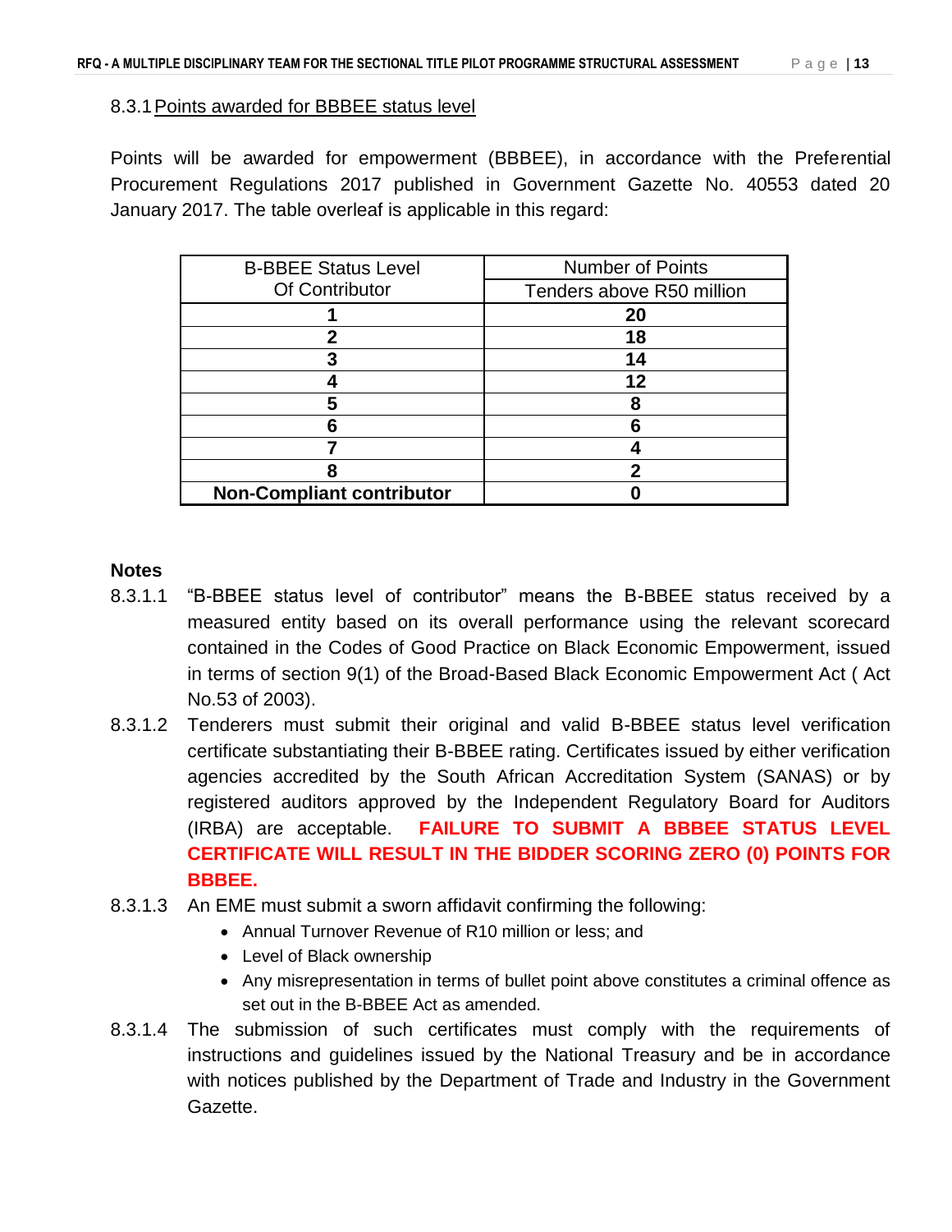### 8.3.1 Points awarded for BBBEE status level

Points will be awarded for empowerment (BBBEE), in accordance with the Preferential Procurement Regulations 2017 published in Government Gazette No. 40553 dated 20 January 2017. The table overleaf is applicable in this regard:

| B-BBEE Status Level Of Contributor | Number of Points |
|---|---|
| | Tenders above R50 million |
| **1** | **20** |
| **2** | **18** |
| **3** | **14** |
| **4** | **12** |
| **5** | **8** |
| **6** | **6** |
| **7** | **4** |
| **8** | **2** |
| **Non-Compliant contributor** | **0** |

**Notes**

8.3.1.1 "B-BBEE status level of contributor" means the B-BBEE status received by a measured entity based on its overall performance using the relevant scorecard contained in the Codes of Good Practice on Black Economic Empowerment, issued in terms of section 9(1) of the Broad-Based Black Economic Empowerment Act ( Act No.53 of 2003).

8.3.1.2 Tenderers must submit their original and valid B-BBEE status level verification certificate substantiating their B-BBEE rating. Certificates issued by either verification agencies accredited by the South African Accreditation System (SANAS) or by registered auditors approved by the Independent Regulatory Board for Auditors (IRBA) are acceptable. **FAILURE TO SUBMIT A BBBEE STATUS LEVEL CERTIFICATE WILL RESULT IN THE BIDDER SCORING ZERO (0) POINTS FOR BBBEE.**

8.3.1.3 An EME must submit a sworn affidavit confirming the following:

- Annual Turnover Revenue of R10 million or less; and
- Level of Black ownership
- Any misrepresentation in terms of bullet point above constitutes a criminal offence as set out in the B-BBEE Act as amended.

8.3.1.4 The submission of such certificates must comply with the requirements of instructions and guidelines issued by the National Treasury and be in accordance with notices published by the Department of Trade and Industry in the Government Gazette.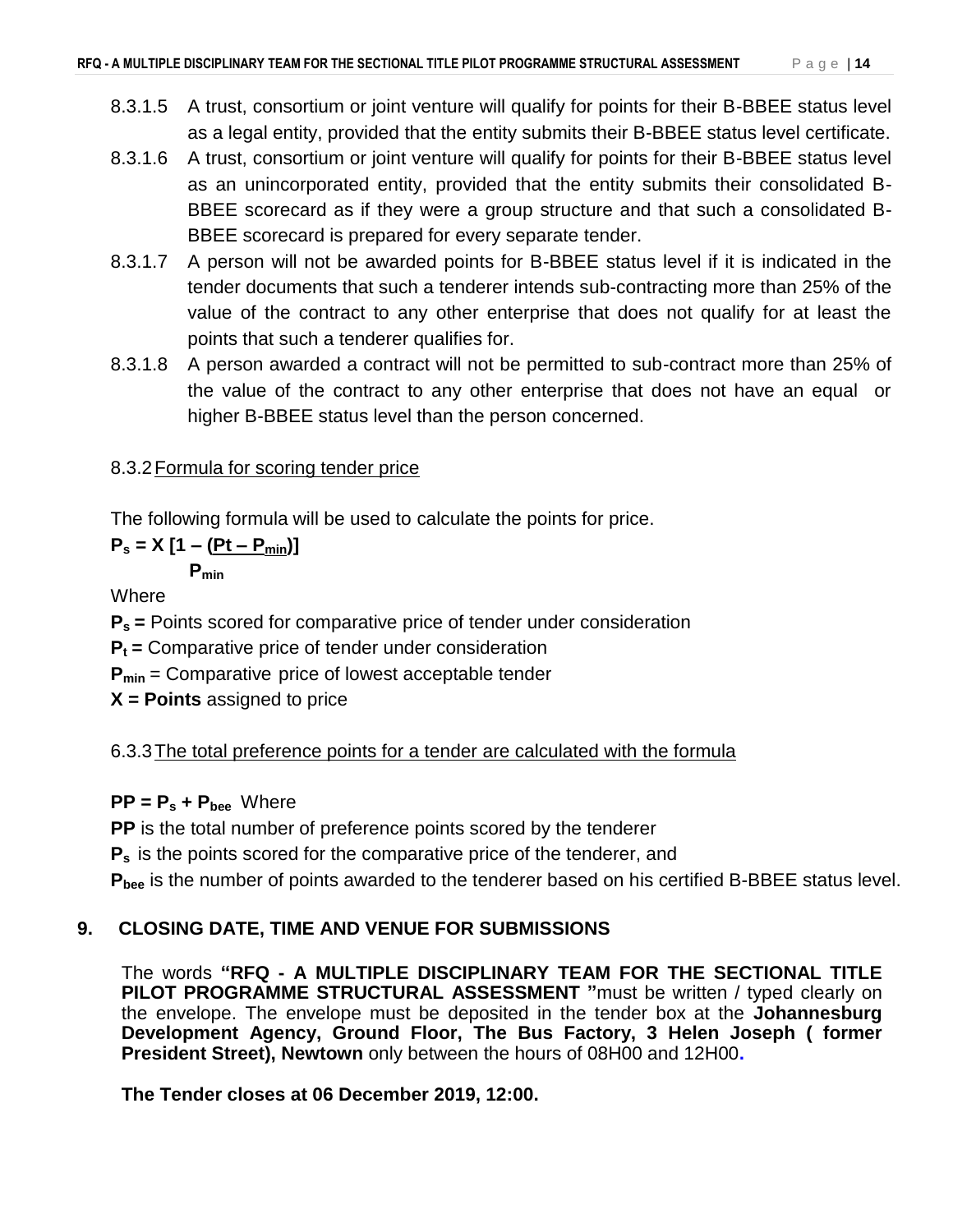8.3.1.5 A trust, consortium or joint venture will qualify for points for their B-BBEE status level as a legal entity, provided that the entity submits their B-BBEE status level certificate.

8.3.1.6 A trust, consortium or joint venture will qualify for points for their B-BBEE status level as an unincorporated entity, provided that the entity submits their consolidated B-BBEE scorecard as if they were a group structure and that such a consolidated B-BBEE scorecard is prepared for every separate tender.

8.3.1.7 A person will not be awarded points for B-BBEE status level if it is indicated in the tender documents that such a tenderer intends sub-contracting more than 25% of the value of the contract to any other enterprise that does not qualify for at least the points that such a tenderer qualifies for.

8.3.1.8 A person awarded a contract will not be permitted to sub-contract more than 25% of the value of the contract to any other enterprise that does not have an equal or higher B-BBEE status level than the person concerned.

8.3.2 Formula for scoring tender price

The following formula will be used to calculate the points for price.

$$P_s = X \left[1 - \frac{(Pt - P_{min})}{P_{min}}\right]$$

Where

**$P_s$ =** Points scored for comparative price of tender under consideration

**$P_t$ =** Comparative price of tender under consideration

**$P_{min}$** = Comparative price of lowest acceptable tender

**X = Points** assigned to price

6.3.3 The total preference points for a tender are calculated with the formula

**$PP = P_s + P_{bee}$** Where

**PP** is the total number of preference points scored by the tenderer

**$P_s$** is the points scored for the comparative price of the tenderer, and

**$P_{bee}$** is the number of points awarded to the tenderer based on his certified B-BBEE status level.

## 9. CLOSING DATE, TIME AND VENUE FOR SUBMISSIONS

The words **"RFQ - A MULTIPLE DISCIPLINARY TEAM FOR THE SECTIONAL TITLE PILOT PROGRAMME STRUCTURAL ASSESSMENT "**must be written / typed clearly on the envelope. The envelope must be deposited in the tender box at the **Johannesburg Development Agency, Ground Floor, The Bus Factory, 3 Helen Joseph ( former President Street), Newtown** only between the hours of 08H00 and 12H00.

**The Tender closes at 06 December 2019, 12:00.**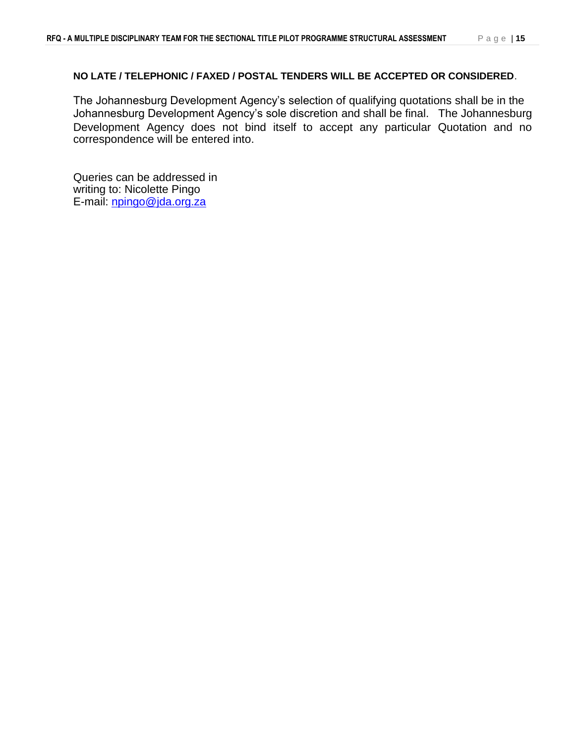**NO LATE / TELEPHONIC / FAXED / POSTAL TENDERS WILL BE ACCEPTED OR CONSIDERED**.

The Johannesburg Development Agency's selection of qualifying quotations shall be in the Johannesburg Development Agency's sole discretion and shall be final. The Johannesburg Development Agency does not bind itself to accept any particular Quotation and no correspondence will be entered into.

Queries can be addressed in writing to: Nicolette Pingo
E-mail: npingo@jda.org.za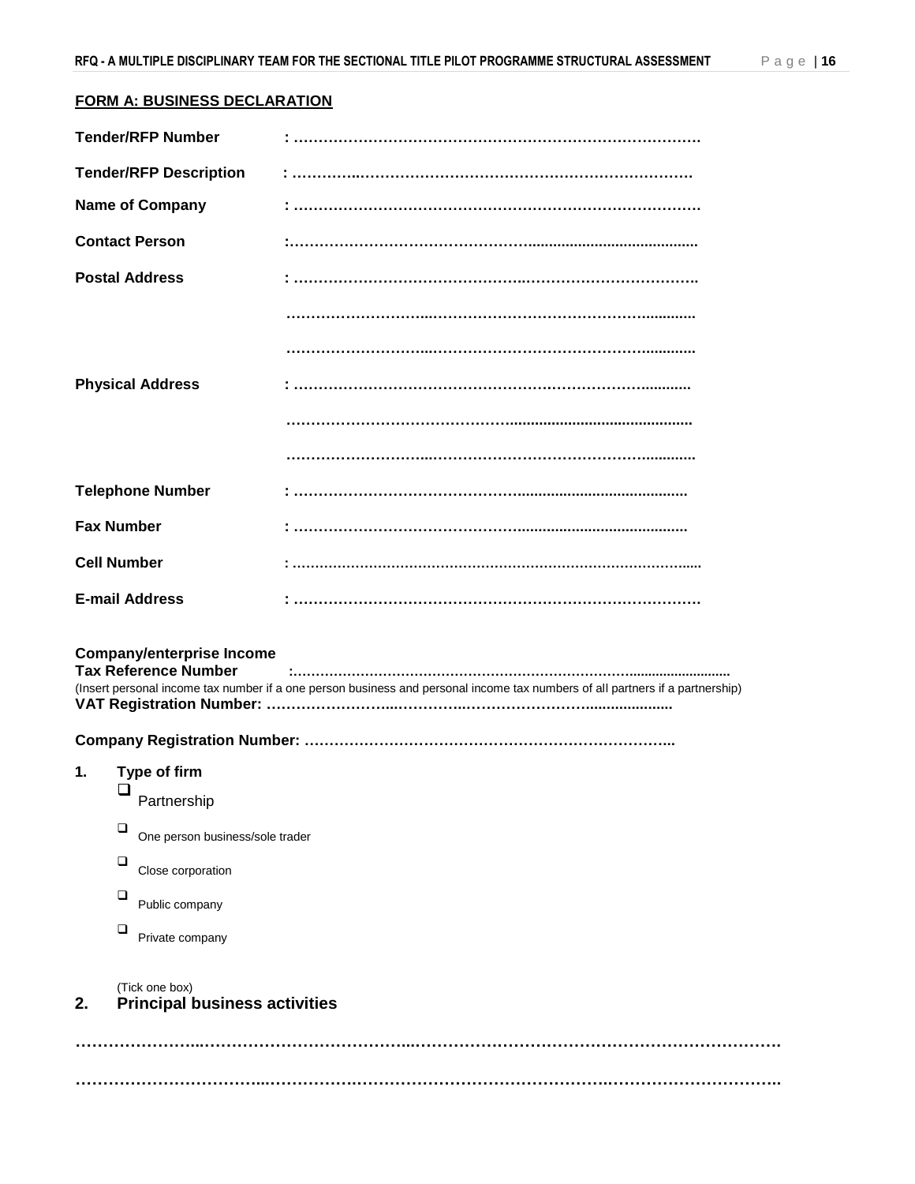## FORM A: BUSINESS DECLARATION

**Tender/RFP Number** : ……………………………………………………………………

**Tender/RFP Description** : ……………………………………………………………………

**Name of Company** : ……………………………………………………………………

**Contact Person** : ……………………………………………………………………

**Postal Address** : ……………………………………………………………………

……………………………………………………………………

……………………………………………………………………

**Physical Address** : ……………………………………………………………………

……………………………………………………………………

……………………………………………………………………

**Telephone Number** : ……………………………………………………………………

**Fax Number** : ……………………………………………………………………

**Cell Number** : ……………………………………………………………………

**E-mail Address** : ……………………………………………………………………

**Company/enterprise Income Tax Reference Number** : ……………………………………………………………………

(Insert personal income tax number if a one person business and personal income tax numbers of all partners if a partnership)

**VAT Registration Number:** ……………………………………………………………

**Company Registration Number:** ……………………………………………………………

**1. Type of firm**

- ☐ Partnership
- ☐ One person business/sole trader
- ☐ Close corporation
- ☐ Public company
- ☐ Private company

(Tick one box)

**2. Principal business activities**

……………………………………………………………………………………………………………

……………………………………………………………………………………………………………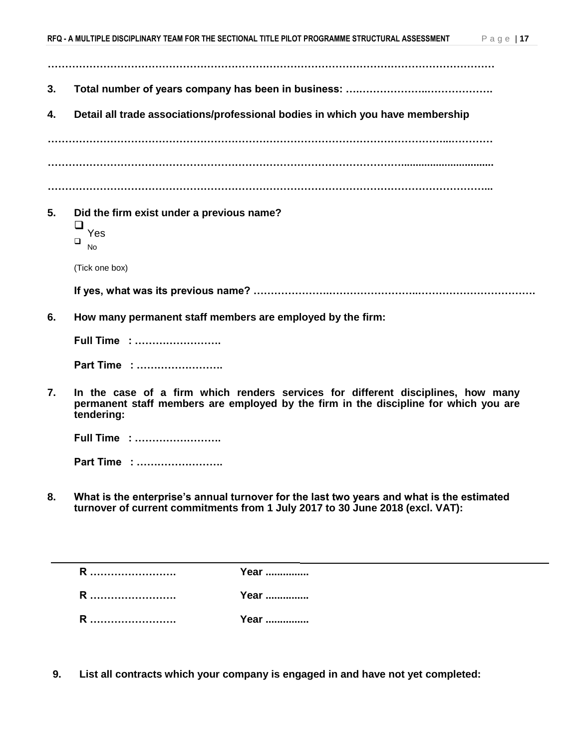…………………………………………………………………………………………………………………………

**3. Total number of years company has been in business: …..…………………..……………….**

**4. Detail all trade associations/professional bodies in which you have membership**

**……………………………………………………………………………………………………..…………**

**……………………………………………………………………………………………………...............................**

**…………………………………………………………………………………………………………………...**

**5. Did the firm exist under a previous name?**

- ❑ Yes
- ❑ No

(Tick one box)

**If yes, what was its previous name? ………………….…………………….………………………………**

**6. How many permanent staff members are employed by the firm:**

**Full Time : …………………….**

**Part Time : …………………….**

**7. In the case of a firm which renders services for different disciplines, how many permanent staff members are employed by the firm in the discipline for which you are tendering:**

**Full Time : …………………….**

**Part Time : …………………….**

**8. What is the enterprise's annual turnover for the last two years and what is the estimated turnover of current commitments from 1 July 2017 to 30 June 2018 (excl. VAT):**

| | |
|---|---|
| **R …………………….** | **Year ..............** |
| **R …………………….** | **Year ..............** |
| **R …………………….** | **Year ..............** |

**9. List all contracts which your company is engaged in and have not yet completed:**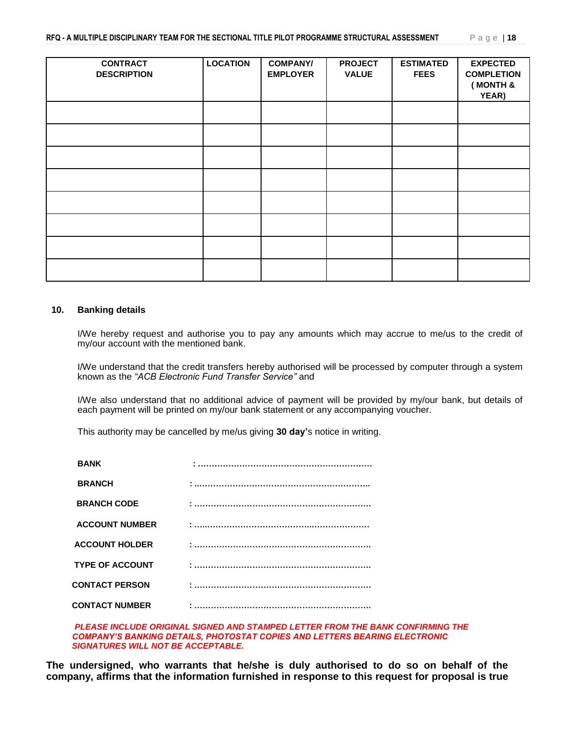| CONTRACT DESCRIPTION | LOCATION | COMPANY/ EMPLOYER | PROJECT VALUE | ESTIMATED FEES | EXPECTED COMPLETION ( MONTH & YEAR) |
|---|---|---|---|---|---|
| | | | | | |
| | | | | | |
| | | | | | |
| | | | | | |
| | | | | | |
| | | | | | |
| | | | | | |
| | | | | | |

## 10. Banking details

I/We hereby request and authorise you to pay any amounts which may accrue to me/us to the credit of my/our account with the mentioned bank.

I/We understand that the credit transfers hereby authorised will be processed by computer through a system known as the *"ACB Electronic Fund Transfer Service"* and

I/We also understand that no additional advice of payment will be provided by my/our bank, but details of each payment will be printed on my/our bank statement or any accompanying voucher.

This authority may be cancelled by me/us giving **30 day'**s notice in writing.

**BANK** : ...............................................................

**BRANCH** : ...............................................................

**BRANCH CODE** : ...............................................................

**ACCOUNT NUMBER** : ...............................................................

**ACCOUNT HOLDER** : ...............................................................

**TYPE OF ACCOUNT** : ...............................................................

**CONTACT PERSON** : ...............................................................

**CONTACT NUMBER** : ...............................................................

***PLEASE INCLUDE ORIGINAL SIGNED AND STAMPED LETTER FROM THE BANK CONFIRMING THE COMPANY'S BANKING DETAILS, PHOTOSTAT COPIES AND LETTERS BEARING ELECTRONIC SIGNATURES WILL NOT BE ACCEPTABLE.***

**The undersigned, who warrants that he/she is duly authorised to do so on behalf of the company, affirms that the information furnished in response to this request for proposal is true**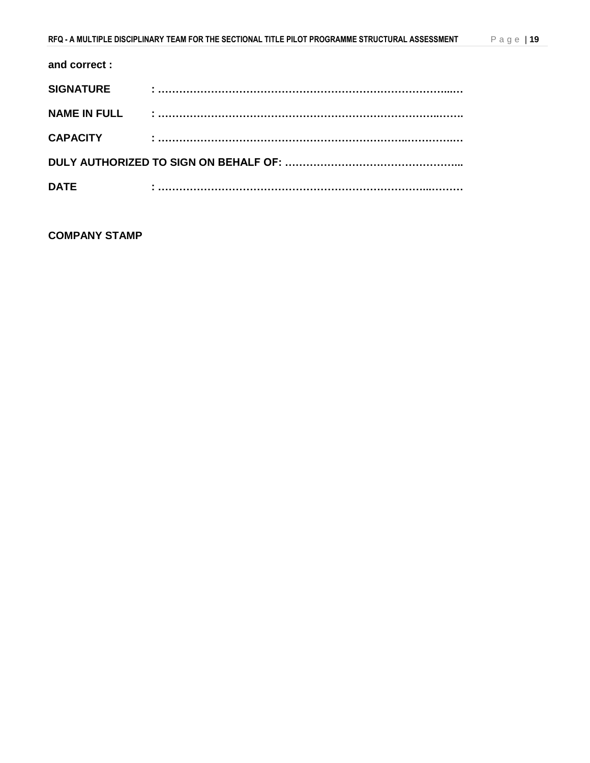**and correct :**

**SIGNATURE : …………………………………………………………………………..…**

**NAME IN FULL : …………………………………………………………………….…….**

**CAPACITY : ………………………………………………………………..…………..…**

**DULY AUTHORIZED TO SIGN ON BEHALF OF: …………………………………………...**

**DATE : ……………………………………………………………………..………**

**COMPANY STAMP**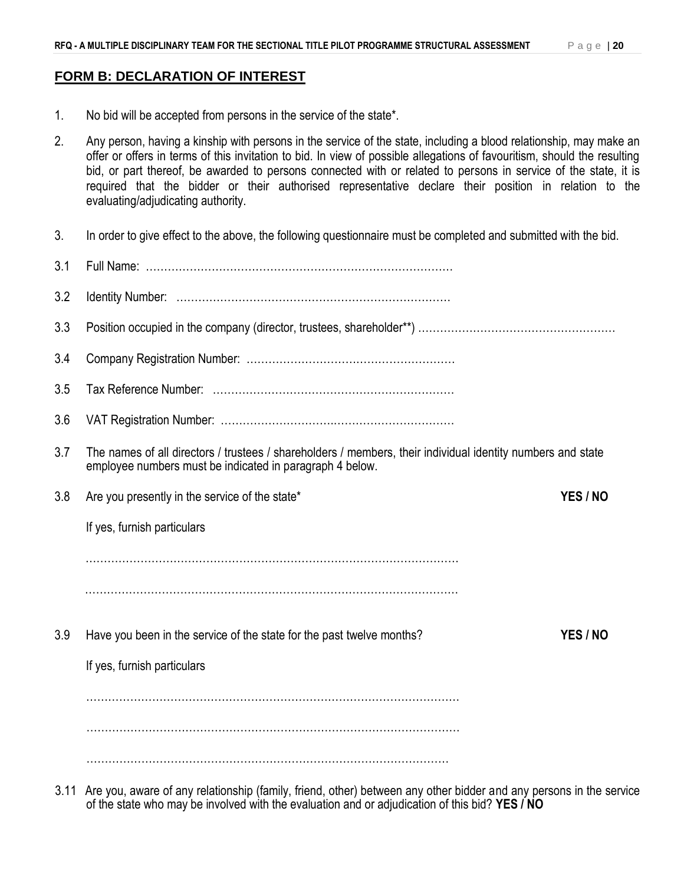## FORM B: DECLARATION OF INTEREST

1. No bid will be accepted from persons in the service of the state*.

2. Any person, having a kinship with persons in the service of the state, including a blood relationship, may make an offer or offers in terms of this invitation to bid. In view of possible allegations of favouritism, should the resulting bid, or part thereof, be awarded to persons connected with or related to persons in service of the state, it is required that the bidder or their authorised representative declare their position in relation to the evaluating/adjudicating authority.

3. In order to give effect to the above, the following questionnaire must be completed and submitted with the bid.

3.1 Full Name: ………………………………………………………………………

3.2 Identity Number: ………………………………………………………………

3.3 Position occupied in the company (director, trustees, shareholder**) ………………………………………………

3.4 Company Registration Number: …………………………………………………

3.5 Tax Reference Number: ………………………………………………………

3.6 VAT Registration Number: ……………………………………………………

3.7 The names of all directors / trustees / shareholders / members, their individual identity numbers and state employee numbers must be indicated in paragraph 4 below.

3.8 Are you presently in the service of the state* **YES / NO**

If yes, furnish particulars

………………………………………………………………………………………

………………………………………………………………………………………

3.9 Have you been in the service of the state for the past twelve months? **YES / NO**

If yes, furnish particulars

………………………………………………………………………………………

………………………………………………………………………………………

………………………………………………………………………………………

3.11 Are you, aware of any relationship (family, friend, other) between any other bidder and any persons in the service of the state who may be involved with the evaluation and or adjudication of this bid? **YES / NO**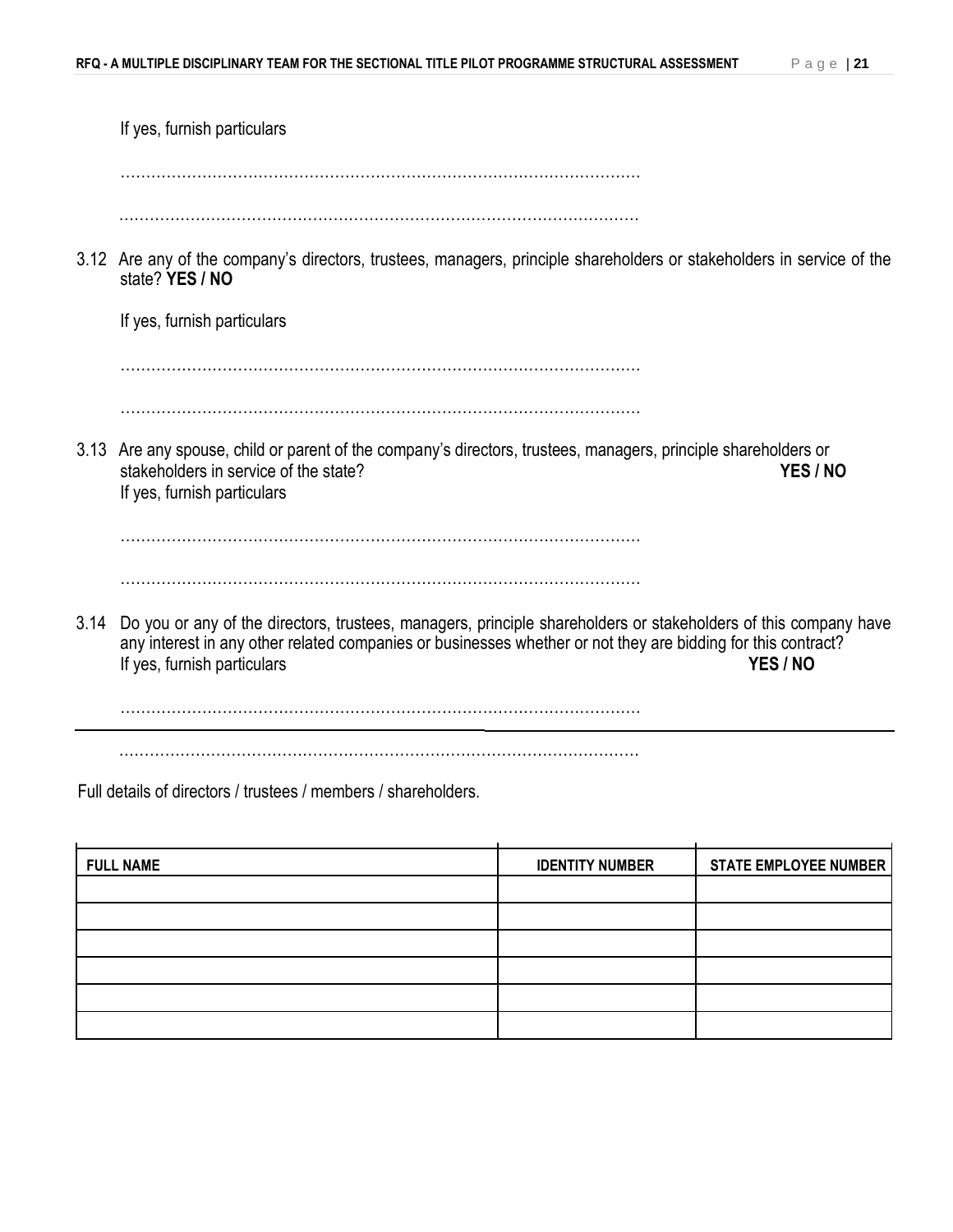If yes, furnish particulars

…………………………………………………………………………………………

…………………………………………………………………………………………

3.12 Are any of the company's directors, trustees, managers, principle shareholders or stakeholders in service of the state? **YES / NO**

If yes, furnish particulars

…………………………………………………………………………………………

…………………………………………………………………………………………

3.13 Are any spouse, child or parent of the company's directors, trustees, managers, principle shareholders or stakeholders in service of the state? **YES / NO**
If yes, furnish particulars

…………………………………………………………………………………………

…………………………………………………………………………………………

3.14 Do you or any of the directors, trustees, managers, principle shareholders or stakeholders of this company have any interest in any other related companies or businesses whether or not they are bidding for this contract? **YES / NO**
If yes, furnish particulars

…………………………………………………………………………………………

…………………………………………………………………………………………

Full details of directors / trustees / members / shareholders.

| FULL NAME | IDENTITY NUMBER | STATE EMPLOYEE NUMBER |
|---|---|---|
| | | |
| | | |
| | | |
| | | |
| | | |
| | | |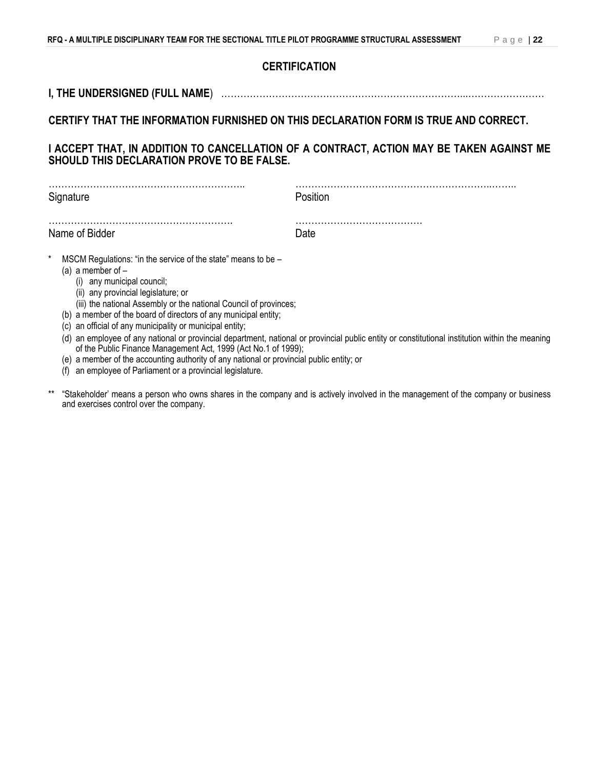## CERTIFICATION

**I, THE UNDERSIGNED (FULL NAME**) ………………………………………………………………………...……………………

**CERTIFY THAT THE INFORMATION FURNISHED ON THIS DECLARATION FORM IS TRUE AND CORRECT.**

**I ACCEPT THAT, IN ADDITION TO CANCELLATION OF A CONTRACT, ACTION MAY BE TAKEN AGAINST ME SHOULD THIS DECLARATION PROVE TO BE FALSE.**

| | |
|---|---|
| ……………………………………………………….. | ………………………………………………………..…….. |
| Signature | Position |
| …………………………………………………. | ………………………………… |
| Name of Bidder | Date |

\* MSCM Regulations: "in the service of the state" means to be –
  - (a) a member of –
    - (i) any municipal council;
    - (ii) any provincial legislature; or
    - (iii) the national Assembly or the national Council of provinces;
  - (b) a member of the board of directors of any municipal entity;
  - (c) an official of any municipality or municipal entity;
  - (d) an employee of any national or provincial department, national or provincial public entity or constitutional institution within the meaning of the Public Finance Management Act, 1999 (Act No.1 of 1999);
  - (e) a member of the accounting authority of any national or provincial public entity; or
  - (f) an employee of Parliament or a provincial legislature.

\*\* "Stakeholder' means a person who owns shares in the company and is actively involved in the management of the company or business and exercises control over the company.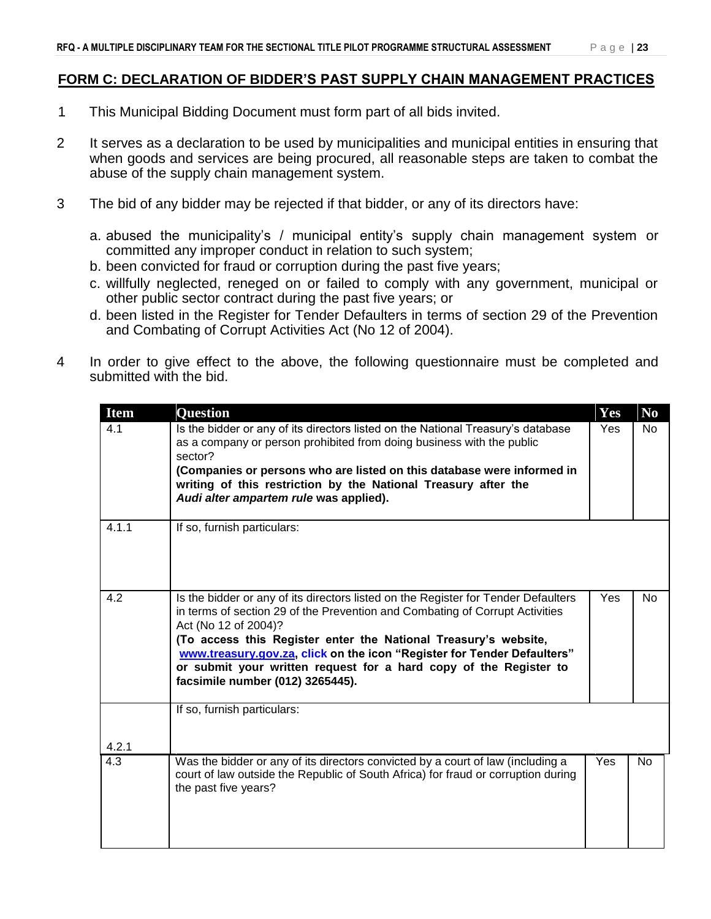## FORM C: DECLARATION OF BIDDER'S PAST SUPPLY CHAIN MANAGEMENT PRACTICES

1. This Municipal Bidding Document must form part of all bids invited.

2. It serves as a declaration to be used by municipalities and municipal entities in ensuring that when goods and services are being procured, all reasonable steps are taken to combat the abuse of the supply chain management system.

3. The bid of any bidder may be rejected if that bidder, or any of its directors have:

   a. abused the municipality's / municipal entity's supply chain management system or committed any improper conduct in relation to such system;
   b. been convicted for fraud or corruption during the past five years;
   c. willfully neglected, reneged on or failed to comply with any government, municipal or other public sector contract during the past five years; or
   d. been listed in the Register for Tender Defaulters in terms of section 29 of the Prevention and Combating of Corrupt Activities Act (No 12 of 2004).

4. In order to give effect to the above, the following questionnaire must be completed and submitted with the bid.

| Item | Question | Yes | No |
|---|---|---|---|
| 4.1 | Is the bidder or any of its directors listed on the National Treasury's database as a company or person prohibited from doing business with the public sector? **(Companies or persons who are listed on this database were informed in writing of this restriction by the National Treasury after the *Audi alter ampartem rule* was applied).** | Yes | No |
| 4.1.1 | If so, furnish particulars: | | |
| 4.2 | Is the bidder or any of its directors listed on the Register for Tender Defaulters in terms of section 29 of the Prevention and Combating of Corrupt Activities Act (No 12 of 2004)? **(To access this Register enter the National Treasury's website, www.treasury.gov.za, click on the icon "Register for Tender Defaulters" or submit your written request for a hard copy of the Register to facsimile number (012) 3265445).** | Yes | No |
| 4.2.1 | If so, furnish particulars: | | |
| 4.3 | Was the bidder or any of its directors convicted by a court of law (including a court of law outside the Republic of South Africa) for fraud or corruption during the past five years? | Yes | No |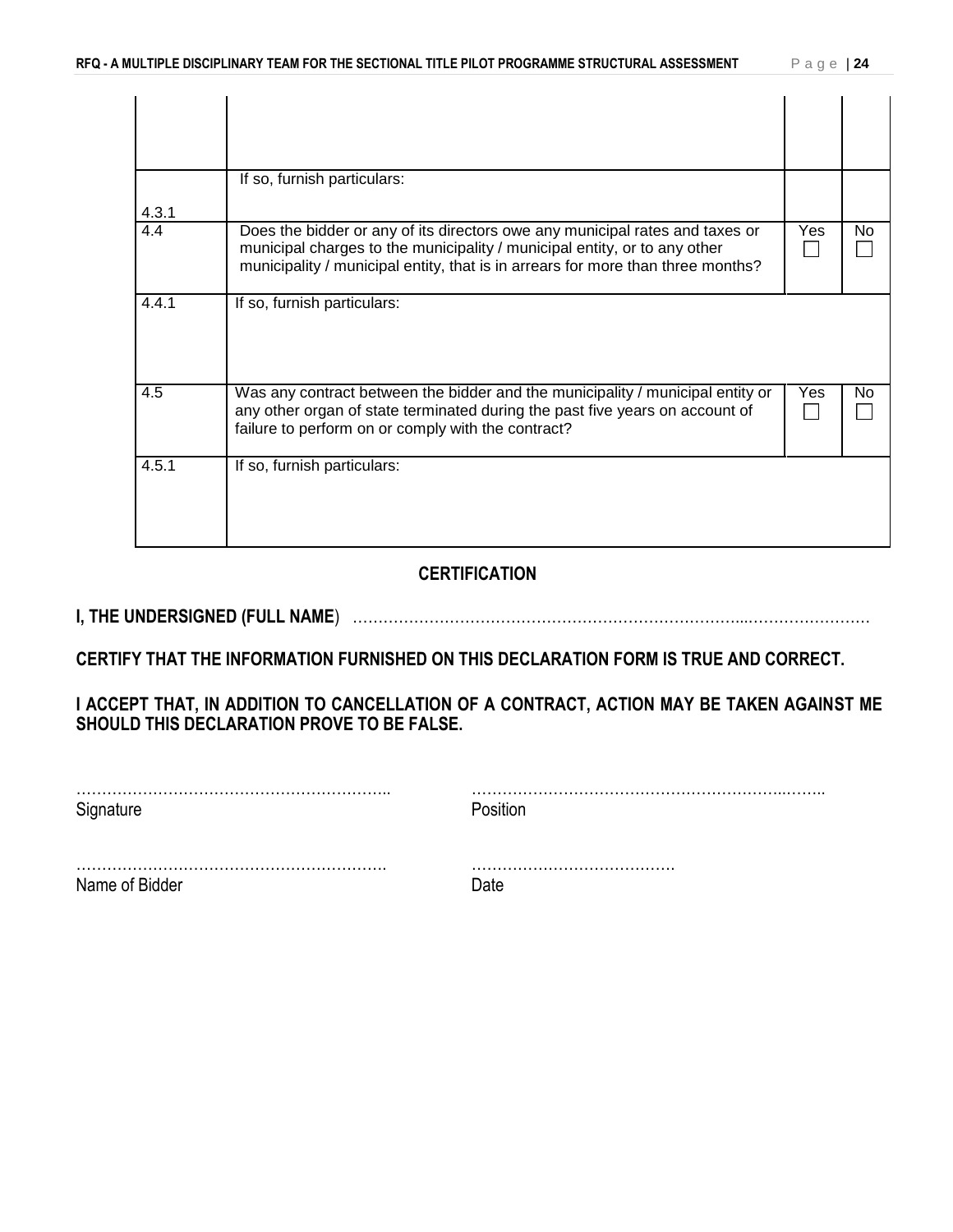| | | | |
|---|---|---|---|
| | | | |
| 4.3.1 | If so, furnish particulars: | | |
| 4.4 | Does the bidder or any of its directors owe any municipal rates and taxes or municipal charges to the municipality / municipal entity, or to any other municipality / municipal entity, that is in arrears for more than three months? | Yes ☐ | No ☐ |
| 4.4.1 | If so, furnish particulars: | | |
| 4.5 | Was any contract between the bidder and the municipality / municipal entity or any other organ of state terminated during the past five years on account of failure to perform on or comply with the contract? | Yes ☐ | No ☐ |
| 4.5.1 | If so, furnish particulars: | | |

## CERTIFICATION

**I, THE UNDERSIGNED (FULL NAME**) …………………………………………………………………...……………………

**CERTIFY THAT THE INFORMATION FURNISHED ON THIS DECLARATION FORM IS TRUE AND CORRECT.**

**I ACCEPT THAT, IN ADDITION TO CANCELLATION OF A CONTRACT, ACTION MAY BE TAKEN AGAINST ME SHOULD THIS DECLARATION PROVE TO BE FALSE.**

……………………………………………………..
Signature

…………………………………………………..……..
Position

…………………………………………………….
Name of Bidder

…………………………………
Date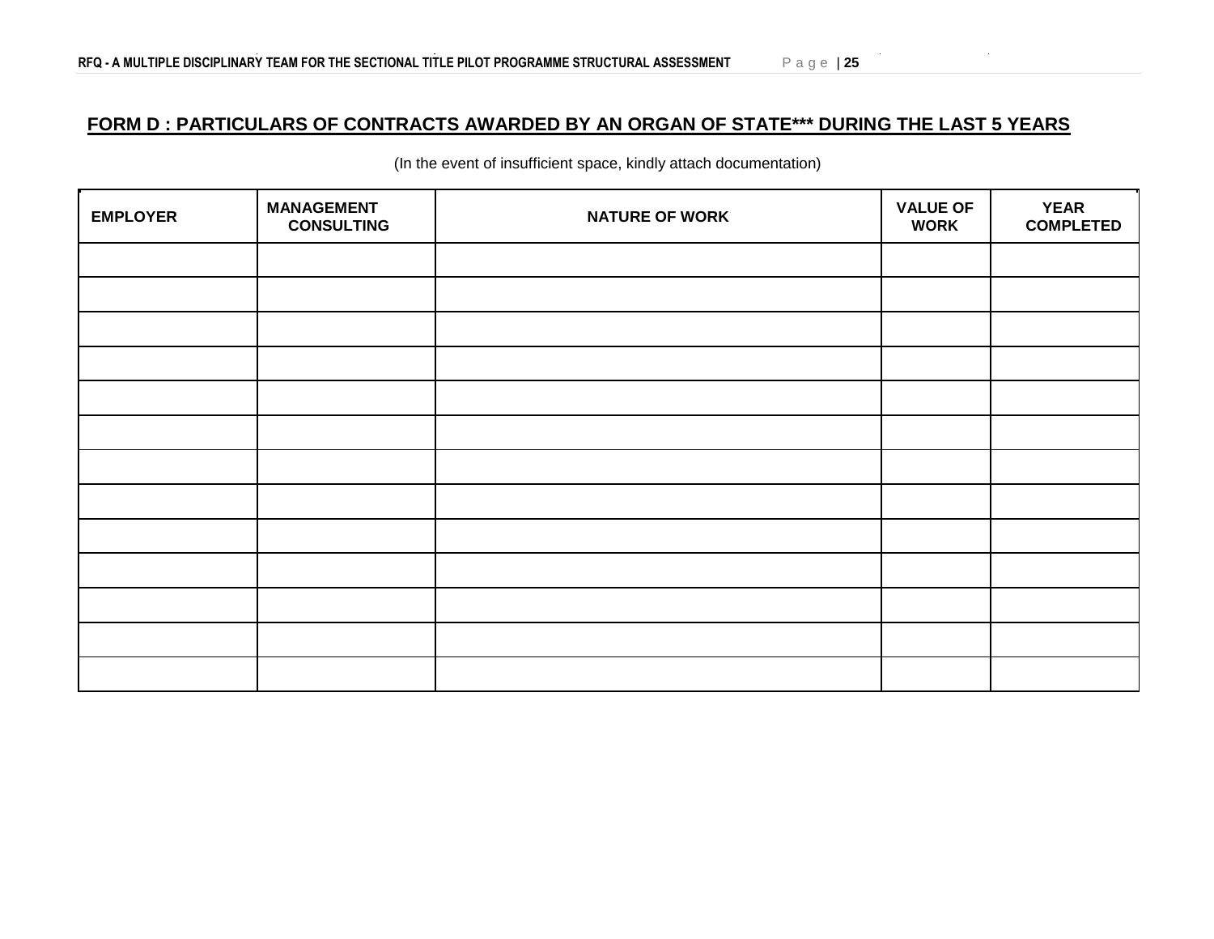## FORM D : PARTICULARS OF CONTRACTS AWARDED BY AN ORGAN OF STATE*** DURING THE LAST 5 YEARS

(In the event of insufficient space, kindly attach documentation)

| EMPLOYER | MANAGEMENT CONSULTING | NATURE OF WORK | VALUE OF WORK | YEAR COMPLETED |
|---|---|---|---|---|
| | | | | |
| | | | | |
| | | | | |
| | | | | |
| | | | | |
| | | | | |
| | | | | |
| | | | | |
| | | | | |
| | | | | |
| | | | | |
| | | | | |
| | | | | |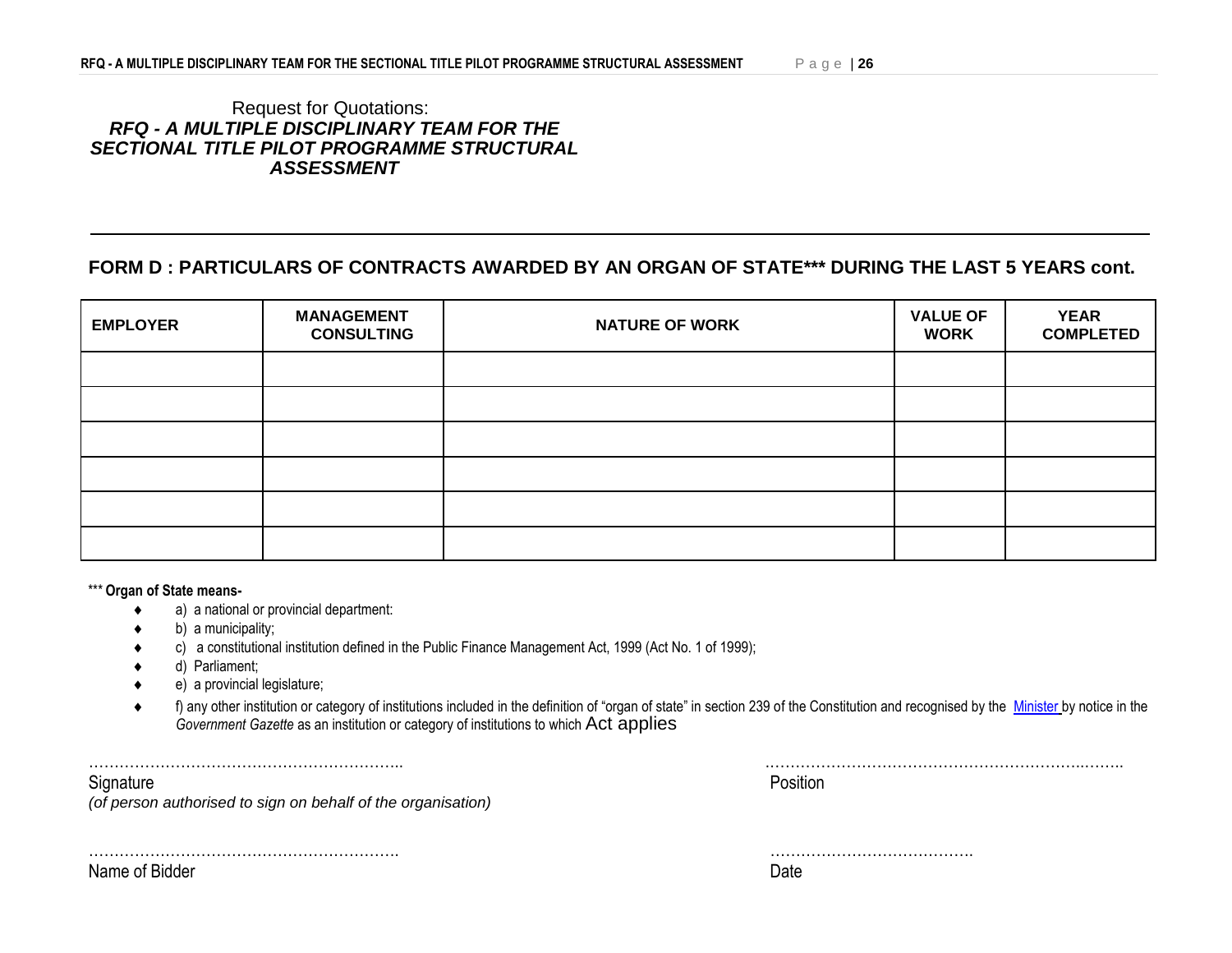Request for Quotations:

***RFQ - A MULTIPLE DISCIPLINARY TEAM FOR THE SECTIONAL TITLE PILOT PROGRAMME STRUCTURAL ASSESSMENT***

---

## FORM D : PARTICULARS OF CONTRACTS AWARDED BY AN ORGAN OF STATE*** DURING THE LAST 5 YEARS cont.

| EMPLOYER | MANAGEMENT CONSULTING | NATURE OF WORK | VALUE OF WORK | YEAR COMPLETED |
|---|---|---|---|---|
| | | | | |
| | | | | |
| | | | | |
| | | | | |
| | | | | |
| | | | | |

*** **Organ of State means-**

- a) a national or provincial department:
- b) a municipality;
- c) a constitutional institution defined in the Public Finance Management Act, 1999 (Act No. 1 of 1999);
- d) Parliament;
- e) a provincial legislature;
- f) any other institution or category of institutions included in the definition of "organ of state" in section 239 of the Constitution and recognised by the Minister by notice in the *Government Gazette* as an institution or category of institutions to which Act applies

……………………………………………………..
Signature
*(of person authorised to sign on behalf of the organisation)*

……………………………………………………………..
Position

……………………………………………………….
Name of Bidder

………………………………….
Date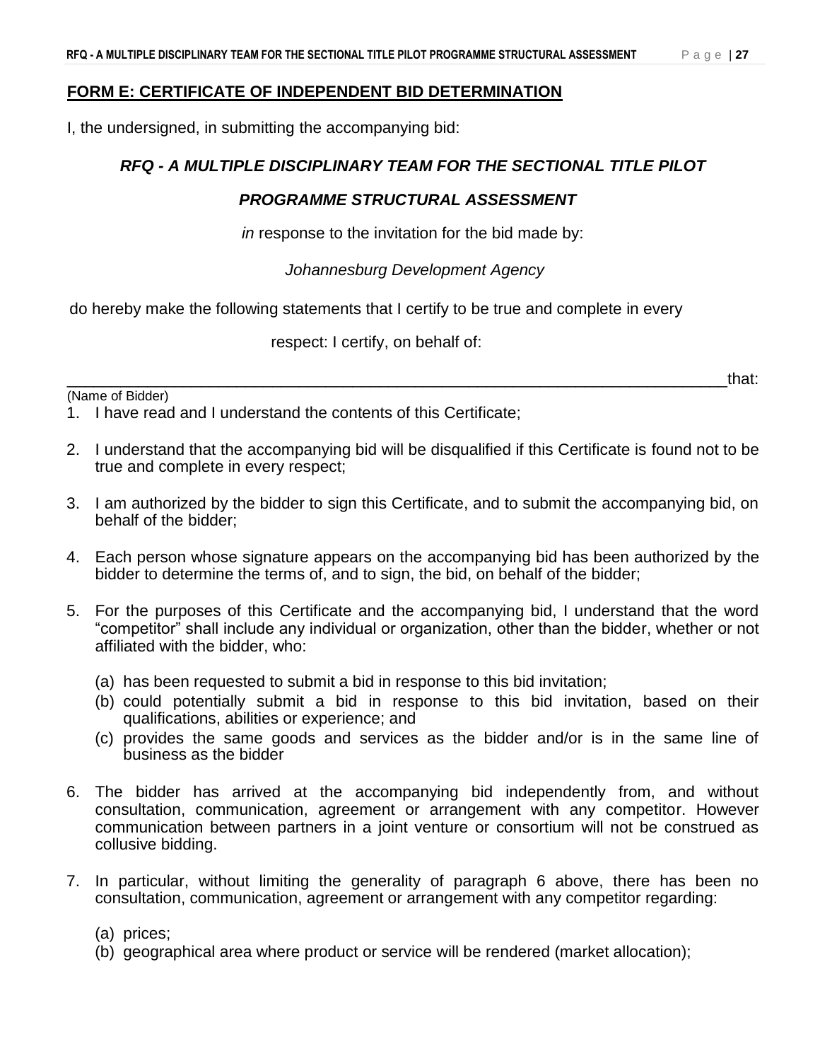## FORM E: CERTIFICATE OF INDEPENDENT BID DETERMINATION

I, the undersigned, in submitting the accompanying bid:

***RFQ - A MULTIPLE DISCIPLINARY TEAM FOR THE SECTIONAL TITLE PILOT PROGRAMME STRUCTURAL ASSESSMENT***

*in* response to the invitation for the bid made by:

*Johannesburg Development Agency*

do hereby make the following statements that I certify to be true and complete in every respect: I certify, on behalf of:

___________________________________________________________________________that:
(Name of Bidder)

1. I have read and I understand the contents of this Certificate;

2. I understand that the accompanying bid will be disqualified if this Certificate is found not to be true and complete in every respect;

3. I am authorized by the bidder to sign this Certificate, and to submit the accompanying bid, on behalf of the bidder;

4. Each person whose signature appears on the accompanying bid has been authorized by the bidder to determine the terms of, and to sign, the bid, on behalf of the bidder;

5. For the purposes of this Certificate and the accompanying bid, I understand that the word "competitor" shall include any individual or organization, other than the bidder, whether or not affiliated with the bidder, who:

   (a) has been requested to submit a bid in response to this bid invitation;
   (b) could potentially submit a bid in response to this bid invitation, based on their qualifications, abilities or experience; and
   (c) provides the same goods and services as the bidder and/or is in the same line of business as the bidder

6. The bidder has arrived at the accompanying bid independently from, and without consultation, communication, agreement or arrangement with any competitor. However communication between partners in a joint venture or consortium will not be construed as collusive bidding.

7. In particular, without limiting the generality of paragraph 6 above, there has been no consultation, communication, agreement or arrangement with any competitor regarding:

   (a) prices;
   (b) geographical area where product or service will be rendered (market allocation);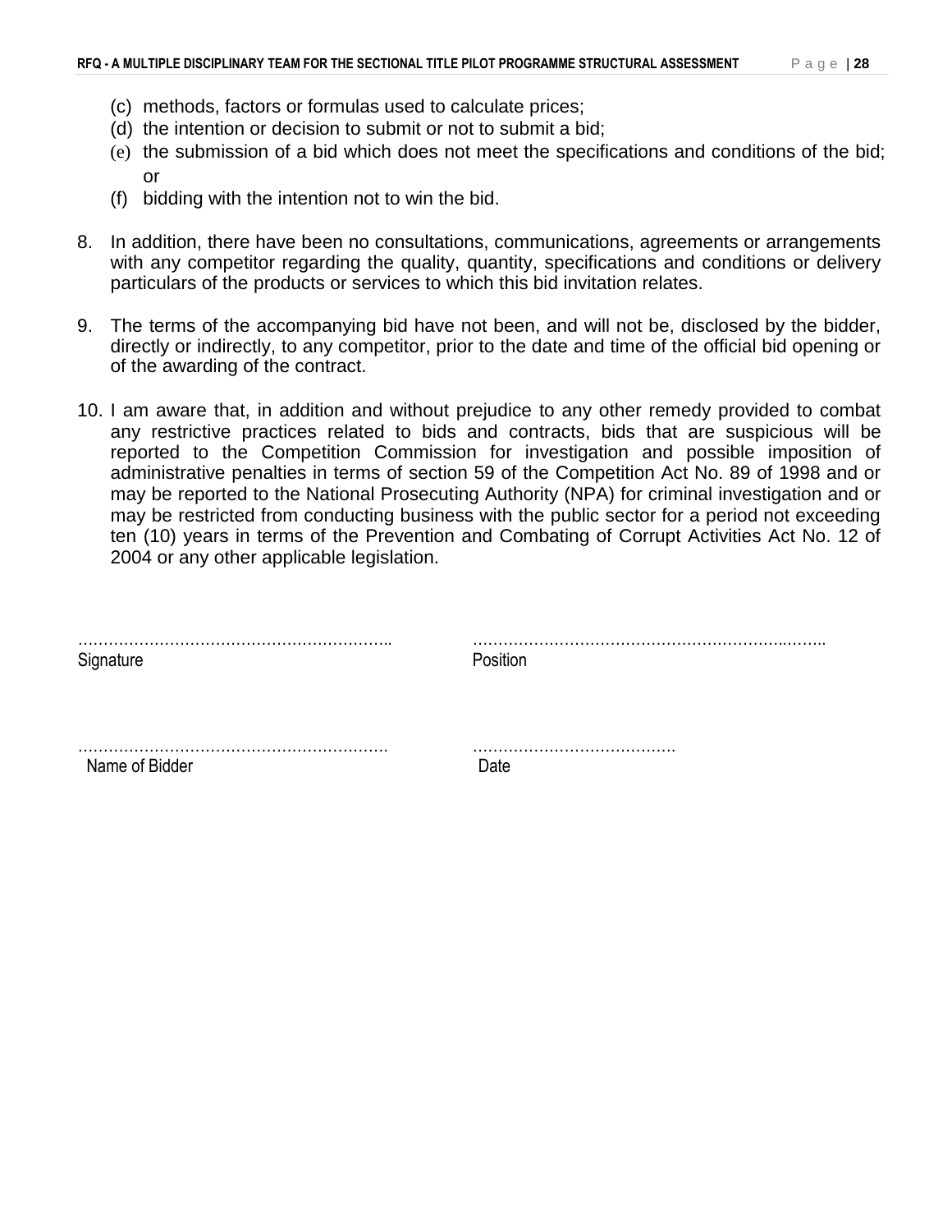(c) methods, factors or formulas used to calculate prices;
(d) the intention or decision to submit or not to submit a bid;
(e) the submission of a bid which does not meet the specifications and conditions of the bid; or
(f) bidding with the intention not to win the bid.

8. In addition, there have been no consultations, communications, agreements or arrangements with any competitor regarding the quality, quantity, specifications and conditions or delivery particulars of the products or services to which this bid invitation relates.

9. The terms of the accompanying bid have not been, and will not be, disclosed by the bidder, directly or indirectly, to any competitor, prior to the date and time of the official bid opening or of the awarding of the contract.

10. I am aware that, in addition and without prejudice to any other remedy provided to combat any restrictive practices related to bids and contracts, bids that are suspicious will be reported to the Competition Commission for investigation and possible imposition of administrative penalties in terms of section 59 of the Competition Act No. 89 of 1998 and or may be reported to the National Prosecuting Authority (NPA) for criminal investigation and or may be restricted from conducting business with the public sector for a period not exceeding ten (10) years in terms of the Prevention and Combating of Corrupt Activities Act No. 12 of 2004 or any other applicable legislation.

| | |
|---|---|
| ………………………………………………….. | ……………………………………………….……. |
| Signature | Position |
| …………………………………………………. | …………………………………. |
| Name of Bidder | Date |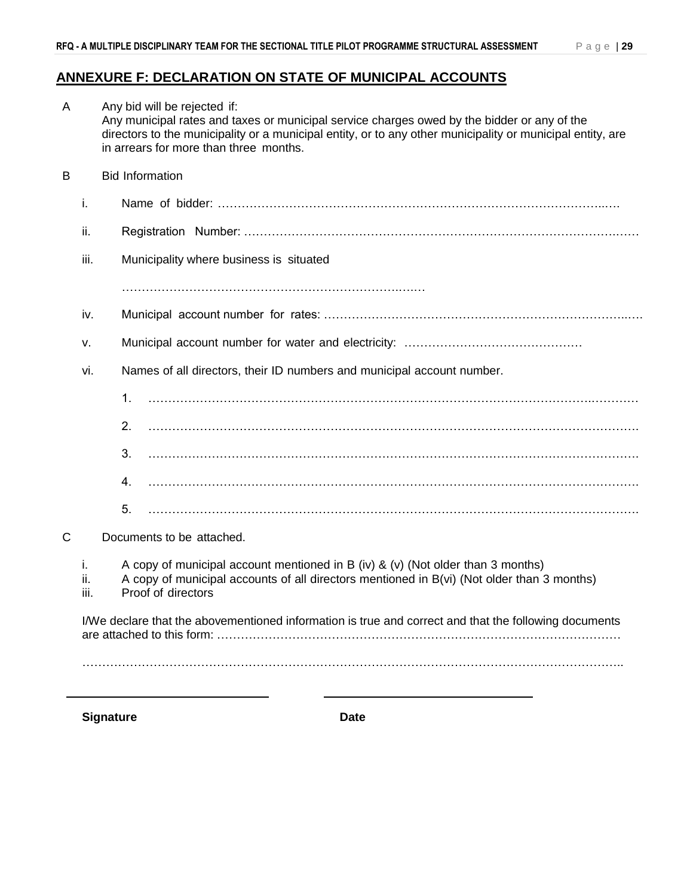## ANNEXURE F: DECLARATION ON STATE OF MUNICIPAL ACCOUNTS

A Any bid will be rejected if:
Any municipal rates and taxes or municipal service charges owed by the bidder or any of the directors to the municipality or a municipal entity, or to any other municipality or municipal entity, are in arrears for more than three months.

B Bid Information

i. Name of bidder: ……………………………………………………………………………………………

ii. Registration Number: ……………………………………………………………………………………………

iii. Municipality where business is situated

………………………………………………………………………

iv. Municipal account number for rates: ………………………………………………………………………

v. Municipal account number for water and electricity: ………………………………………

vi. Names of all directors, their ID numbers and municipal account number.

1. ……………………………………………………………………………………………………………

2. ……………………………………………………………………………………………………………

3. ……………………………………………………………………………………………………………

4. ……………………………………………………………………………………………………………

5. ……………………………………………………………………………………………………………

C Documents to be attached.

i. A copy of municipal account mentioned in B (iv) & (v) (Not older than 3 months)
ii. A copy of municipal accounts of all directors mentioned in B(vi) (Not older than 3 months)
iii. Proof of directors

I/We declare that the abovementioned information is true and correct and that the following documents are attached to this form: ………………………………………………………………………………………

………………………………………………………………………………………………………………………..

**Signature** **Date**